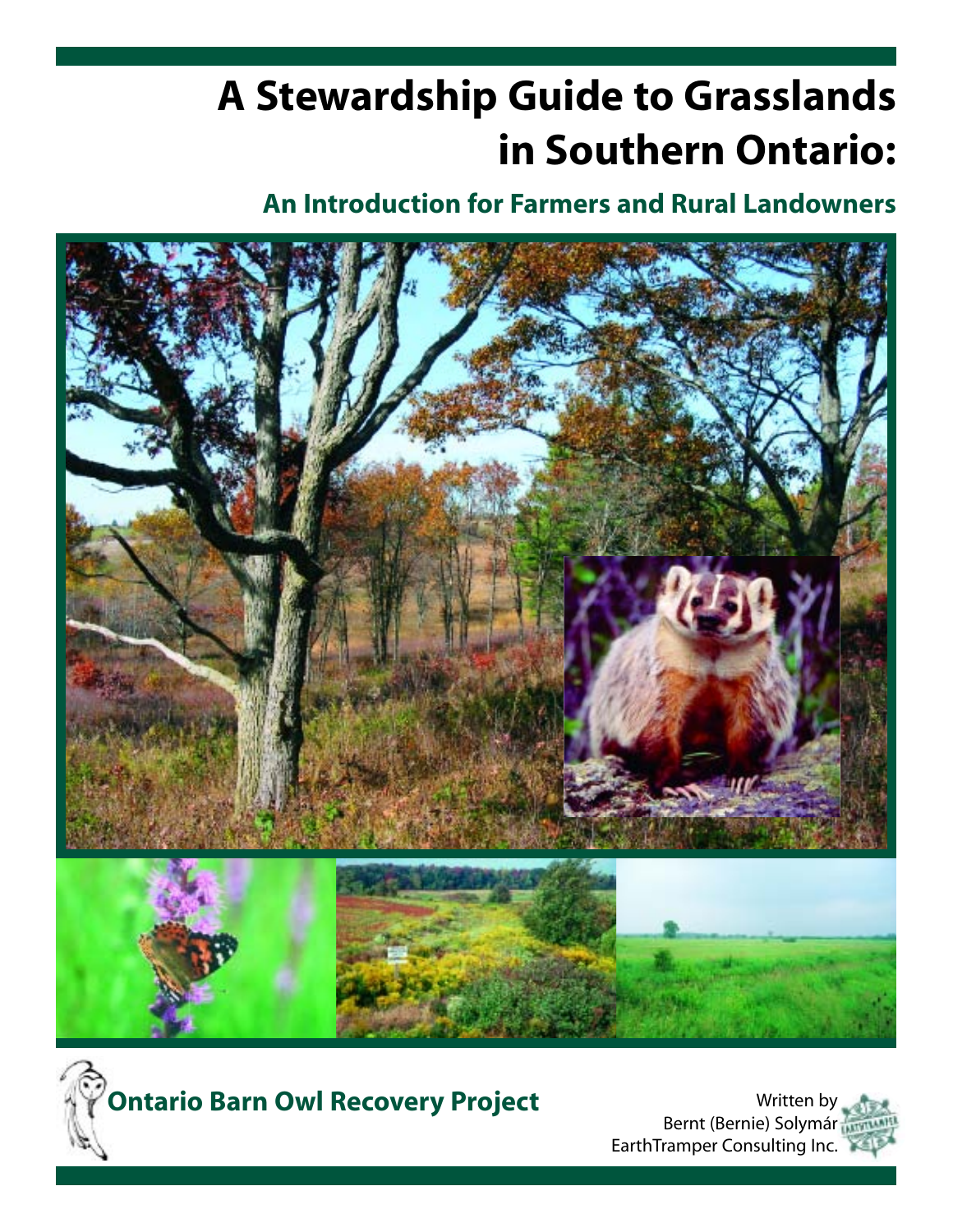# A Stewardship Guide to Grasslands in Southern Ontario:

## An Introduction for Farmers and Rural Landowners

**Ontario Barn Owl Recovery Project**

Written by
Bernt (Bernie) Solymár
EarthTramper Consulting Inc.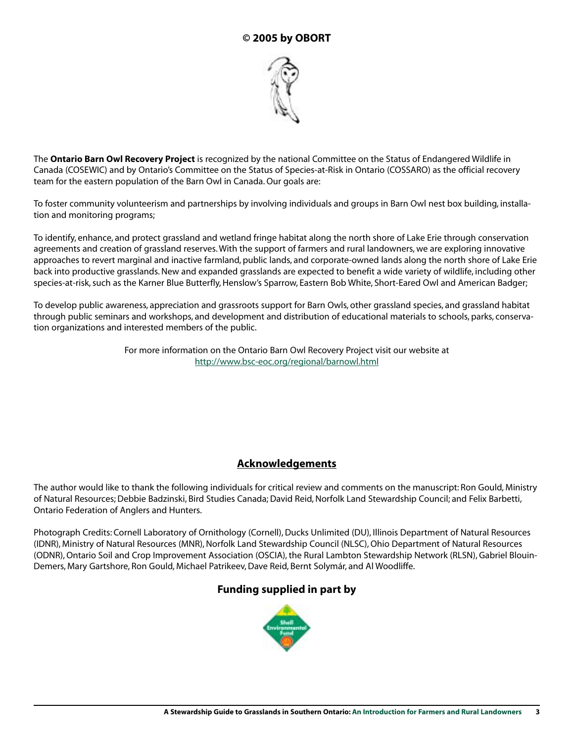**© 2005 by OBORT**

The **Ontario Barn Owl Recovery Project** is recognized by the national Committee on the Status of Endangered Wildlife in Canada (COSEWIC) and by Ontario's Committee on the Status of Species-at-Risk in Ontario (COSSARO) as the official recovery team for the eastern population of the Barn Owl in Canada. Our goals are:

To foster community volunteerism and partnerships by involving individuals and groups in Barn Owl nest box building, installation and monitoring programs;

To identify, enhance, and protect grassland and wetland fringe habitat along the north shore of Lake Erie through conservation agreements and creation of grassland reserves. With the support of farmers and rural landowners, we are exploring innovative approaches to revert marginal and inactive farmland, public lands, and corporate-owned lands along the north shore of Lake Erie back into productive grasslands. New and expanded grasslands are expected to benefit a wide variety of wildlife, including other species-at-risk, such as the Karner Blue Butterfly, Henslow's Sparrow, Eastern Bob White, Short-Eared Owl and American Badger;

To develop public awareness, appreciation and grassroots support for Barn Owls, other grassland species, and grassland habitat through public seminars and workshops, and development and distribution of educational materials to schools, parks, conservation organizations and interested members of the public.

For more information on the Ontario Barn Owl Recovery Project visit our website at http://www.bsc-eoc.org/regional/barnowl.html

## Acknowledgements

The author would like to thank the following individuals for critical review and comments on the manuscript: Ron Gould, Ministry of Natural Resources; Debbie Badzinski, Bird Studies Canada; David Reid, Norfolk Land Stewardship Council; and Felix Barbetti, Ontario Federation of Anglers and Hunters.

Photograph Credits: Cornell Laboratory of Ornithology (Cornell), Ducks Unlimited (DU), Illinois Department of Natural Resources (IDNR), Ministry of Natural Resources (MNR), Norfolk Land Stewardship Council (NLSC), Ohio Department of Natural Resources (ODNR), Ontario Soil and Crop Improvement Association (OSCIA), the Rural Lambton Stewardship Network (RLSN), Gabriel Blouin-Demers, Mary Gartshore, Ron Gould, Michael Patrikeev, Dave Reid, Bernt Solymár, and Al Woodliffe.

**Funding supplied in part by**

Shell Environmental Fund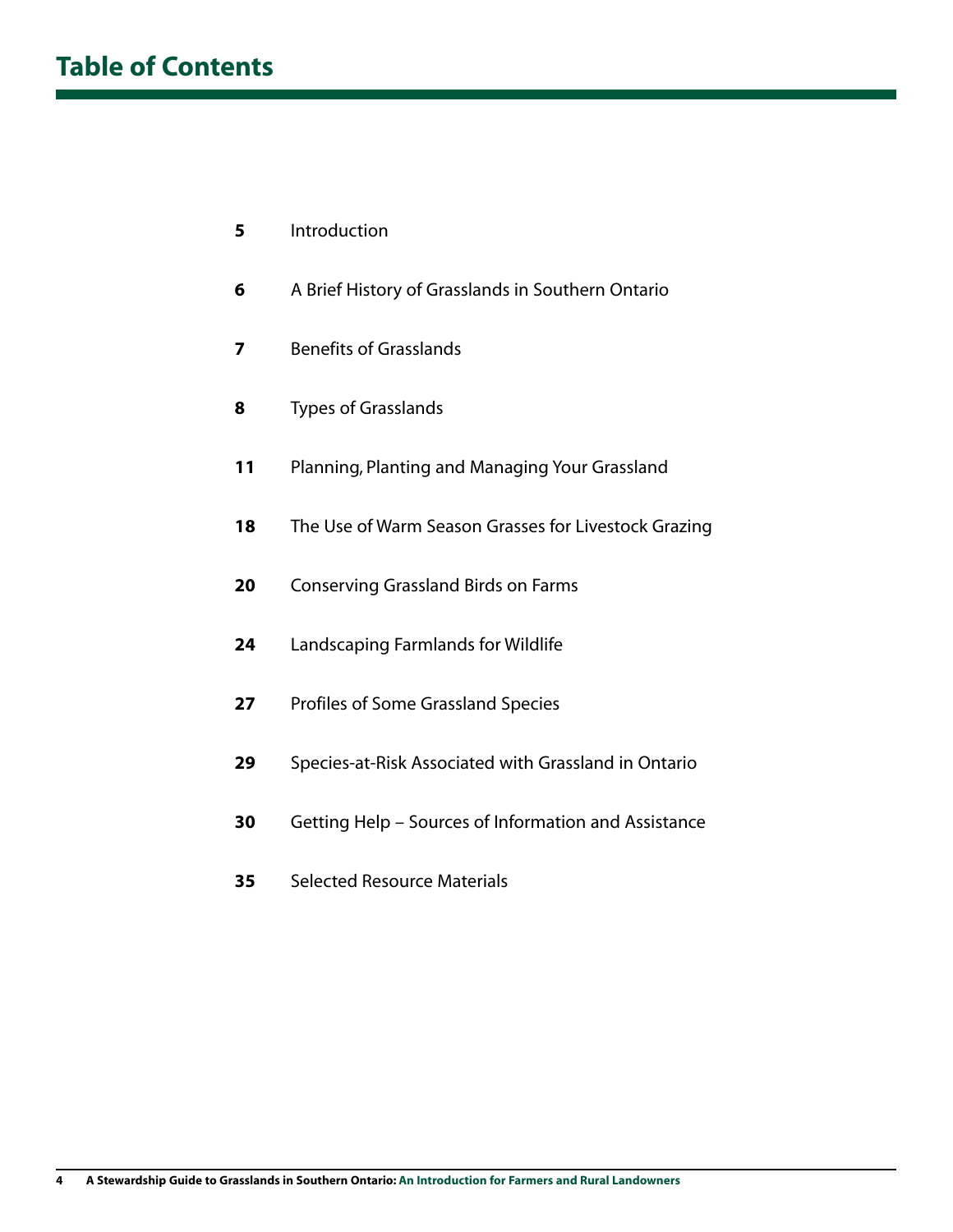# Table of Contents

| | |
|---|---|
| **5** | Introduction |
| **6** | A Brief History of Grasslands in Southern Ontario |
| **7** | Benefits of Grasslands |
| **8** | Types of Grasslands |
| **11** | Planning, Planting and Managing Your Grassland |
| **18** | The Use of Warm Season Grasses for Livestock Grazing |
| **20** | Conserving Grassland Birds on Farms |
| **24** | Landscaping Farmlands for Wildlife |
| **27** | Profiles of Some Grassland Species |
| **29** | Species-at-Risk Associated with Grassland in Ontario |
| **30** | Getting Help – Sources of Information and Assistance |
| **35** | Selected Resource Materials |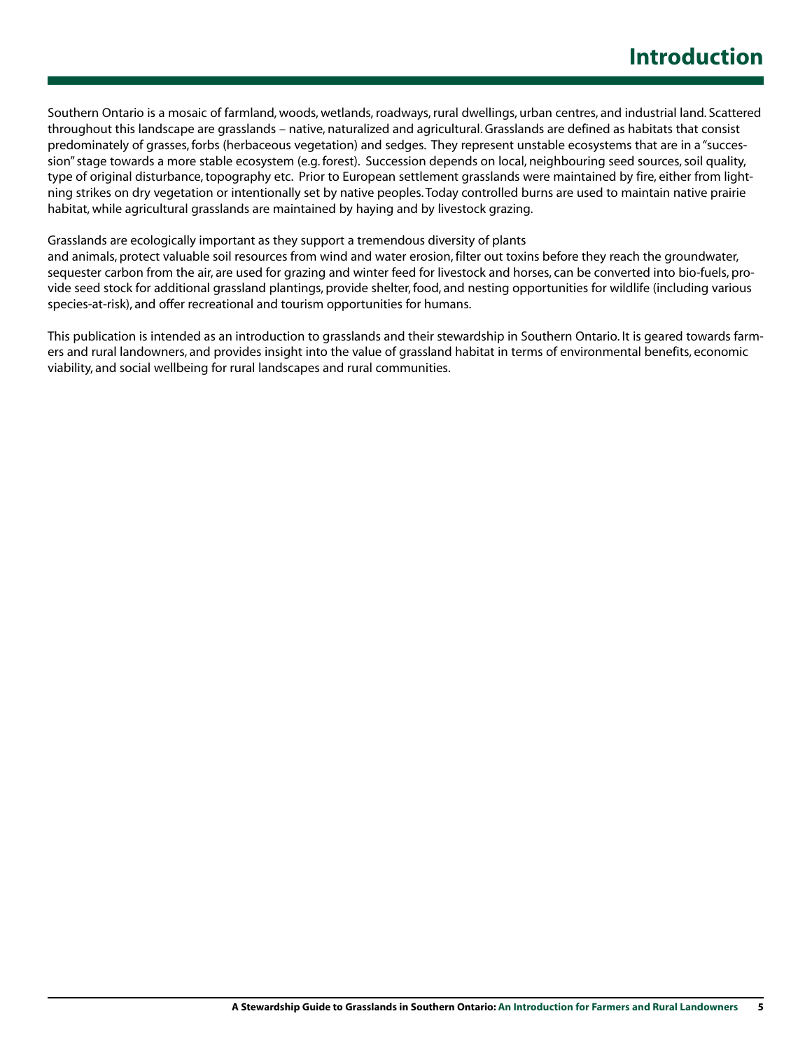# Introduction

Southern Ontario is a mosaic of farmland, woods, wetlands, roadways, rural dwellings, urban centres, and industrial land. Scattered throughout this landscape are grasslands – native, naturalized and agricultural. Grasslands are defined as habitats that consist predominately of grasses, forbs (herbaceous vegetation) and sedges. They represent unstable ecosystems that are in a "succession" stage towards a more stable ecosystem (e.g. forest). Succession depends on local, neighbouring seed sources, soil quality, type of original disturbance, topography etc. Prior to European settlement grasslands were maintained by fire, either from lightning strikes on dry vegetation or intentionally set by native peoples. Today controlled burns are used to maintain native prairie habitat, while agricultural grasslands are maintained by haying and by livestock grazing.

Grasslands are ecologically important as they support a tremendous diversity of plants and animals, protect valuable soil resources from wind and water erosion, filter out toxins before they reach the groundwater, sequester carbon from the air, are used for grazing and winter feed for livestock and horses, can be converted into bio-fuels, provide seed stock for additional grassland plantings, provide shelter, food, and nesting opportunities for wildlife (including various species-at-risk), and offer recreational and tourism opportunities for humans.

This publication is intended as an introduction to grasslands and their stewardship in Southern Ontario. It is geared towards farmers and rural landowners, and provides insight into the value of grassland habitat in terms of environmental benefits, economic viability, and social wellbeing for rural landscapes and rural communities.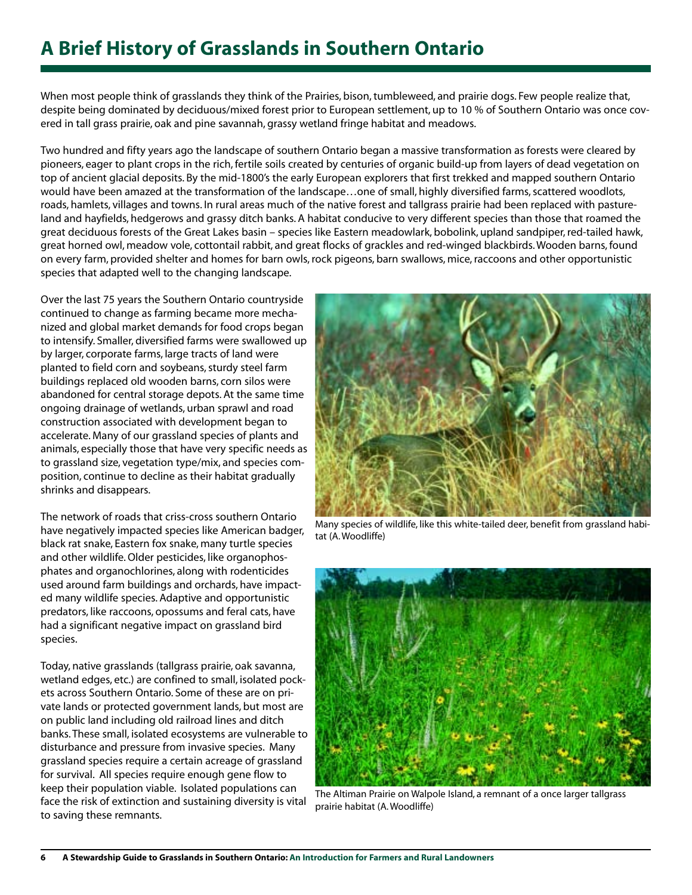# A Brief History of Grasslands in Southern Ontario

When most people think of grasslands they think of the Prairies, bison, tumbleweed, and prairie dogs. Few people realize that, despite being dominated by deciduous/mixed forest prior to European settlement, up to 10 % of Southern Ontario was once covered in tall grass prairie, oak and pine savannah, grassy wetland fringe habitat and meadows.

Two hundred and fifty years ago the landscape of southern Ontario began a massive transformation as forests were cleared by pioneers, eager to plant crops in the rich, fertile soils created by centuries of organic build-up from layers of dead vegetation on top of ancient glacial deposits. By the mid-1800's the early European explorers that first trekked and mapped southern Ontario would have been amazed at the transformation of the landscape…one of small, highly diversified farms, scattered woodlots, roads, hamlets, villages and towns. In rural areas much of the native forest and tallgrass prairie had been replaced with pastureland and hayfields, hedgerows and grassy ditch banks. A habitat conducive to very different species than those that roamed the great deciduous forests of the Great Lakes basin – species like Eastern meadowlark, bobolink, upland sandpiper, red-tailed hawk, great horned owl, meadow vole, cottontail rabbit, and great flocks of grackles and red-winged blackbirds. Wooden barns, found on every farm, provided shelter and homes for barn owls, rock pigeons, barn swallows, mice, raccoons and other opportunistic species that adapted well to the changing landscape.

Over the last 75 years the Southern Ontario countryside continued to change as farming became more mechanized and global market demands for food crops began to intensify. Smaller, diversified farms were swallowed up by larger, corporate farms, large tracts of land were planted to field corn and soybeans, sturdy steel farm buildings replaced old wooden barns, corn silos were abandoned for central storage depots. At the same time ongoing drainage of wetlands, urban sprawl and road construction associated with development began to accelerate. Many of our grassland species of plants and animals, especially those that have very specific needs as to grassland size, vegetation type/mix, and species composition, continue to decline as their habitat gradually shrinks and disappears.

The network of roads that criss-cross southern Ontario have negatively impacted species like American badger, black rat snake, Eastern fox snake, many turtle species and other wildlife. Older pesticides, like organophosphates and organochlorines, along with rodenticides used around farm buildings and orchards, have impacted many wildlife species. Adaptive and opportunistic predators, like raccoons, opossums and feral cats, have had a significant negative impact on grassland bird species.

Today, native grasslands (tallgrass prairie, oak savanna, wetland edges, etc.) are confined to small, isolated pockets across Southern Ontario. Some of these are on private lands or protected government lands, but most are on public land including old railroad lines and ditch banks. These small, isolated ecosystems are vulnerable to disturbance and pressure from invasive species. Many grassland species require a certain acreage of grassland for survival. All species require enough gene flow to keep their population viable. Isolated populations can face the risk of extinction and sustaining diversity is vital to saving these remnants.

Many species of wildlife, like this white-tailed deer, benefit from grassland habitat (A. Woodliffe)

The Altiman Prairie on Walpole Island, a remnant of a once larger tallgrass prairie habitat (A. Woodliffe)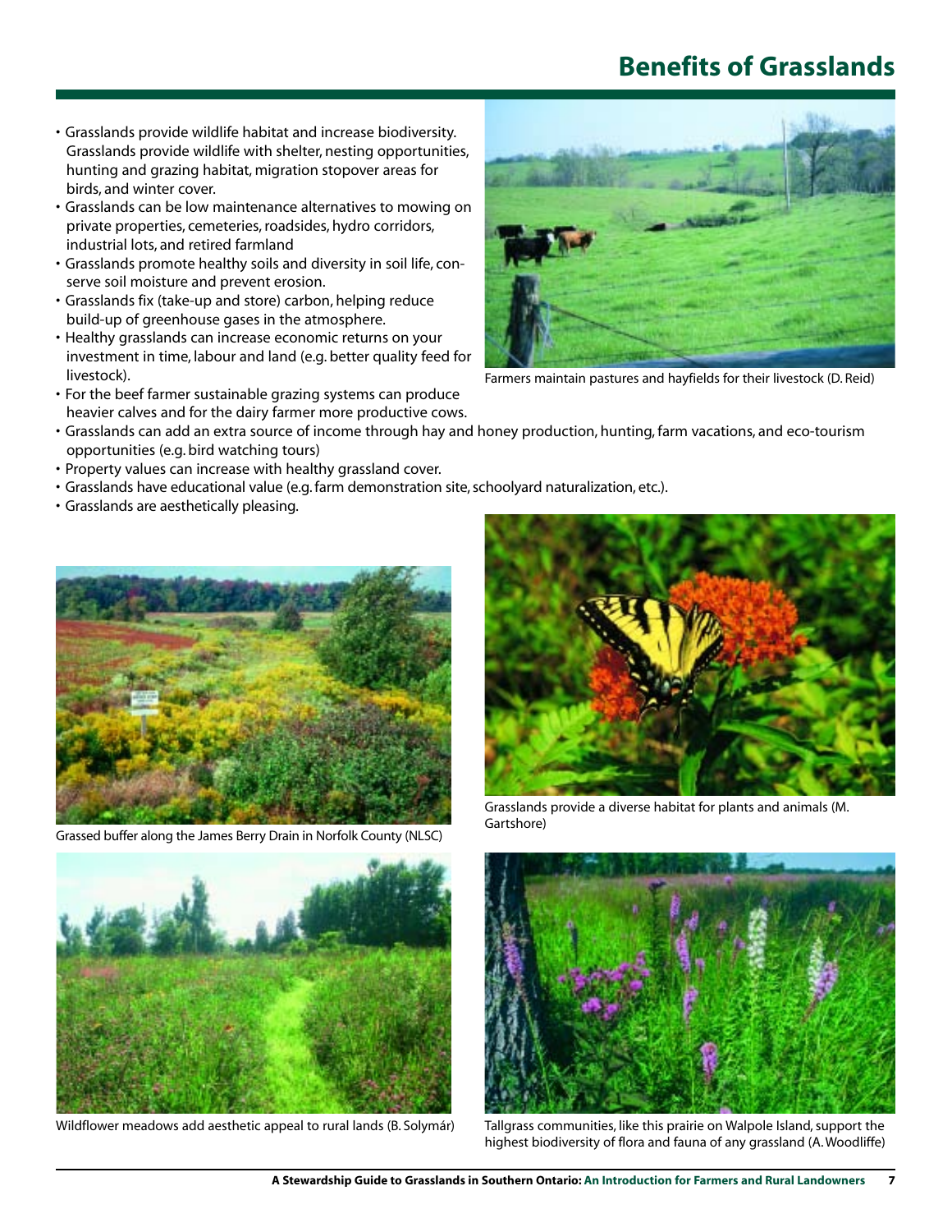# Benefits of Grasslands

- Grasslands provide wildlife habitat and increase biodiversity. Grasslands provide wildlife with shelter, nesting opportunities, hunting and grazing habitat, migration stopover areas for birds, and winter cover.
- Grasslands can be low maintenance alternatives to mowing on private properties, cemeteries, roadsides, hydro corridors, industrial lots, and retired farmland
- Grasslands promote healthy soils and diversity in soil life, conserve soil moisture and prevent erosion.
- Grasslands fix (take-up and store) carbon, helping reduce build-up of greenhouse gases in the atmosphere.
- Healthy grasslands can increase economic returns on your investment in time, labour and land (e.g. better quality feed for livestock).
- For the beef farmer sustainable grazing systems can produce heavier calves and for the dairy farmer more productive cows.
- Grasslands can add an extra source of income through hay and honey production, hunting, farm vacations, and eco-tourism opportunities (e.g. bird watching tours)
- Property values can increase with healthy grassland cover.
- Grasslands have educational value (e.g. farm demonstration site, schoolyard naturalization, etc.).
- Grasslands are aesthetically pleasing.

Farmers maintain pastures and hayfields for their livestock (D. Reid)

Grassed buffer along the James Berry Drain in Norfolk County (NLSC)

Grasslands provide a diverse habitat for plants and animals (M. Gartshore)

Wildflower meadows add aesthetic appeal to rural lands (B. Solymár)

Tallgrass communities, like this prairie on Walpole Island, support the highest biodiversity of flora and fauna of any grassland (A. Woodliffe)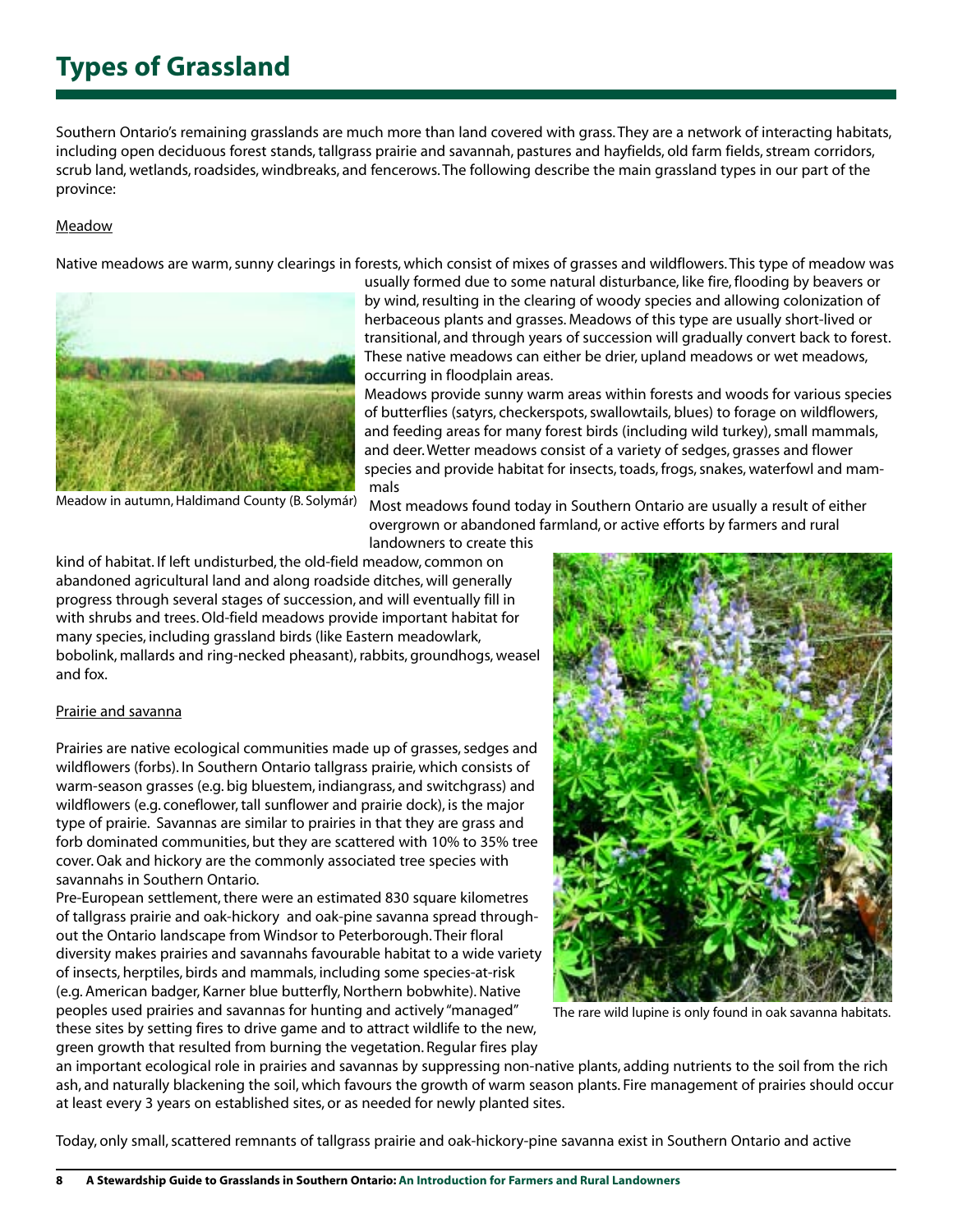# Types of Grassland

Southern Ontario's remaining grasslands are much more than land covered with grass. They are a network of interacting habitats, including open deciduous forest stands, tallgrass prairie and savannah, pastures and hayfields, old farm fields, stream corridors, scrub land, wetlands, roadsides, windbreaks, and fencerows. The following describe the main grassland types in our part of the province:

## Meadow

Native meadows are warm, sunny clearings in forests, which consist of mixes of grasses and wildflowers. This type of meadow was usually formed due to some natural disturbance, like fire, flooding by beavers or by wind, resulting in the clearing of woody species and allowing colonization of herbaceous plants and grasses. Meadows of this type are usually short-lived or transitional, and through years of succession will gradually convert back to forest. These native meadows can either be drier, upland meadows or wet meadows, occurring in floodplain areas.

Meadow in autumn, Haldimand County (B. Solymár)

Meadows provide sunny warm areas within forests and woods for various species of butterflies (satyrs, checkerspots, swallowtails, blues) to forage on wildflowers, and feeding areas for many forest birds (including wild turkey), small mammals, and deer. Wetter meadows consist of a variety of sedges, grasses and flower species and provide habitat for insects, toads, frogs, snakes, waterfowl and mammals

Most meadows found today in Southern Ontario are usually a result of either overgrown or abandoned farmland, or active efforts by farmers and rural landowners to create this kind of habitat. If left undisturbed, the old-field meadow, common on abandoned agricultural land and along roadside ditches, will generally progress through several stages of succession, and will eventually fill in with shrubs and trees. Old-field meadows provide important habitat for many species, including grassland birds (like Eastern meadowlark, bobolink, mallards and ring-necked pheasant), rabbits, groundhogs, weasel and fox.

## Prairie and savanna

Prairies are native ecological communities made up of grasses, sedges and wildflowers (forbs). In Southern Ontario tallgrass prairie, which consists of warm-season grasses (e.g. big bluestem, indiangrass, and switchgrass) and wildflowers (e.g. coneflower, tall sunflower and prairie dock), is the major type of prairie. Savannas are similar to prairies in that they are grass and forb dominated communities, but they are scattered with 10% to 35% tree cover. Oak and hickory are the commonly associated tree species with savannahs in Southern Ontario.

Pre-European settlement, there were an estimated 830 square kilometres of tallgrass prairie and oak-hickory and oak-pine savanna spread throughout the Ontario landscape from Windsor to Peterborough. Their floral diversity makes prairies and savannahs favourable habitat to a wide variety of insects, herptiles, birds and mammals, including some species-at-risk (e.g. American badger, Karner blue butterfly, Northern bobwhite). Native peoples used prairies and savannas for hunting and actively "managed" these sites by setting fires to drive game and to attract wildlife to the new, green growth that resulted from burning the vegetation. Regular fires play an important ecological role in prairies and savannas by suppressing non-native plants, adding nutrients to the soil from the rich ash, and naturally blackening the soil, which favours the growth of warm season plants. Fire management of prairies should occur at least every 3 years on established sites, or as needed for newly planted sites.

The rare wild lupine is only found in oak savanna habitats.

Today, only small, scattered remnants of tallgrass prairie and oak-hickory-pine savanna exist in Southern Ontario and active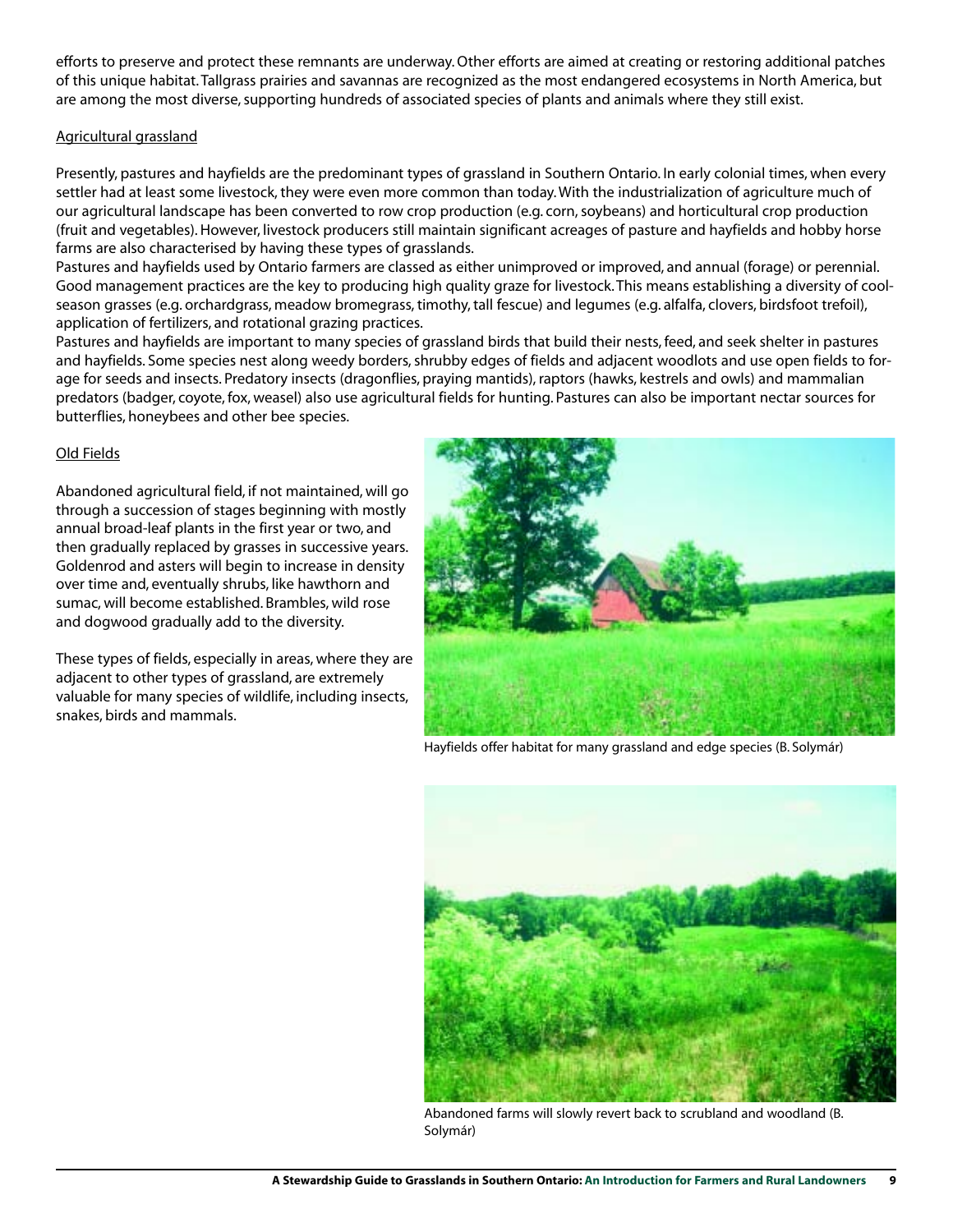efforts to preserve and protect these remnants are underway. Other efforts are aimed at creating or restoring additional patches of this unique habitat. Tallgrass prairies and savannas are recognized as the most endangered ecosystems in North America, but are among the most diverse, supporting hundreds of associated species of plants and animals where they still exist.

### Agricultural grassland

Presently, pastures and hayfields are the predominant types of grassland in Southern Ontario. In early colonial times, when every settler had at least some livestock, they were even more common than today. With the industrialization of agriculture much of our agricultural landscape has been converted to row crop production (e.g. corn, soybeans) and horticultural crop production (fruit and vegetables). However, livestock producers still maintain significant acreages of pasture and hayfields and hobby horse farms are also characterised by having these types of grasslands.

Pastures and hayfields used by Ontario farmers are classed as either unimproved or improved, and annual (forage) or perennial. Good management practices are the key to producing high quality graze for livestock. This means establishing a diversity of cool-season grasses (e.g. orchardgrass, meadow bromegrass, timothy, tall fescue) and legumes (e.g. alfalfa, clovers, birdsfoot trefoil), application of fertilizers, and rotational grazing practices.

Pastures and hayfields are important to many species of grassland birds that build their nests, feed, and seek shelter in pastures and hayfields. Some species nest along weedy borders, shrubby edges of fields and adjacent woodlots and use open fields to forage for seeds and insects. Predatory insects (dragonflies, praying mantids), raptors (hawks, kestrels and owls) and mammalian predators (badger, coyote, fox, weasel) also use agricultural fields for hunting. Pastures can also be important nectar sources for butterflies, honeybees and other bee species.

### Old Fields

Abandoned agricultural field, if not maintained, will go through a succession of stages beginning with mostly annual broad-leaf plants in the first year or two, and then gradually replaced by grasses in successive years. Goldenrod and asters will begin to increase in density over time and, eventually shrubs, like hawthorn and sumac, will become established. Brambles, wild rose and dogwood gradually add to the diversity.

These types of fields, especially in areas, where they are adjacent to other types of grassland, are extremely valuable for many species of wildlife, including insects, snakes, birds and mammals.

Hayfields offer habitat for many grassland and edge species (B. Solymár)

Abandoned farms will slowly revert back to scrubland and woodland (B. Solymár)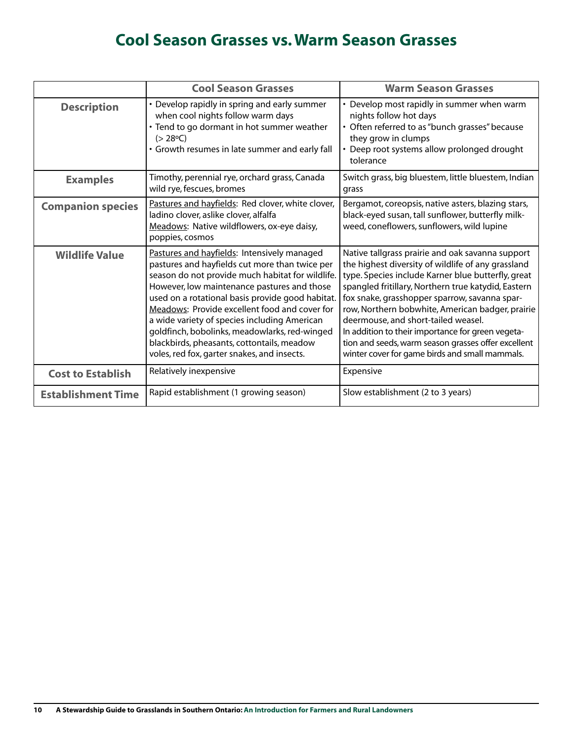# Cool Season Grasses vs. Warm Season Grasses

| | Cool Season Grasses | Warm Season Grasses |
|---|---|---|
| **Description** | • Develop rapidly in spring and early summer when cool nights follow warm days<br>• Tend to go dormant in hot summer weather (> 28ºC)<br>• Growth resumes in late summer and early fall | • Develop most rapidly in summer when warm nights follow hot days<br>• Often referred to as "bunch grasses" because they grow in clumps<br>• Deep root systems allow prolonged drought tolerance |
| **Examples** | Timothy, perennial rye, orchard grass, Canada wild rye, fescues, bromes | Switch grass, big bluestem, little bluestem, Indian grass |
| **Companion species** | Pastures and hayfields: Red clover, white clover, ladino clover, aslike clover, alfalfa<br>Meadows: Native wildflowers, ox-eye daisy, poppies, cosmos | Bergamot, coreopsis, native asters, blazing stars, black-eyed susan, tall sunflower, butterfly milk-weed, coneflowers, sunflowers, wild lupine |
| **Wildlife Value** | Pastures and hayfields: Intensively managed pastures and hayfields cut more than twice per season do not provide much habitat for wildlife. However, low maintenance pastures and those used on a rotational basis provide good habitat.<br>Meadows: Provide excellent food and cover for a wide variety of species including American goldfinch, bobolinks, meadowlarks, red-winged blackbirds, pheasants, cottontails, meadow voles, red fox, garter snakes, and insects. | Native tallgrass prairie and oak savanna support the highest diversity of wildlife of any grassland type. Species include Karner blue butterfly, great spangled fritillary, Northern true katydid, Eastern fox snake, grasshopper sparrow, savanna sparrow, Northern bobwhite, American badger, prairie deermouse, and short-tailed weasel.<br>In addition to their importance for green vegetation and seeds, warm season grasses offer excellent winter cover for game birds and small mammals. |
| **Cost to Establish** | Relatively inexpensive | Expensive |
| **Establishment Time** | Rapid establishment (1 growing season) | Slow establishment (2 to 3 years) |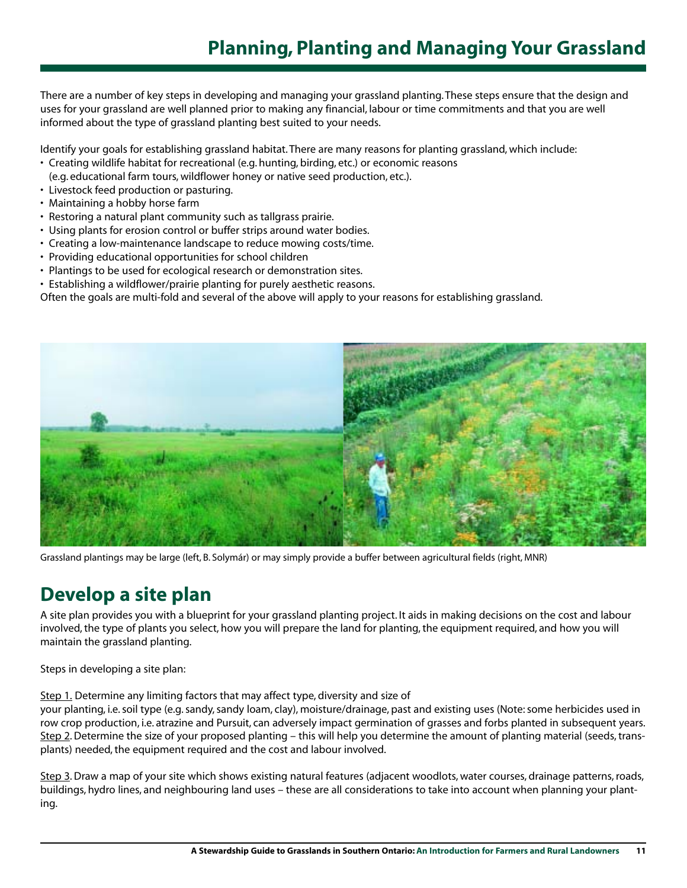# Planning, Planting and Managing Your Grassland

There are a number of key steps in developing and managing your grassland planting. These steps ensure that the design and uses for your grassland are well planned prior to making any financial, labour or time commitments and that you are well informed about the type of grassland planting best suited to your needs.

Identify your goals for establishing grassland habitat. There are many reasons for planting grassland, which include:

- Creating wildlife habitat for recreational (e.g. hunting, birding, etc.) or economic reasons (e.g. educational farm tours, wildflower honey or native seed production, etc.).
- Livestock feed production or pasturing.
- Maintaining a hobby horse farm
- Restoring a natural plant community such as tallgrass prairie.
- Using plants for erosion control or buffer strips around water bodies.
- Creating a low-maintenance landscape to reduce mowing costs/time.
- Providing educational opportunities for school children
- Plantings to be used for ecological research or demonstration sites.
- Establishing a wildflower/prairie planting for purely aesthetic reasons.

Often the goals are multi-fold and several of the above will apply to your reasons for establishing grassland.

Grassland plantings may be large (left, B. Solymár) or may simply provide a buffer between agricultural fields (right, MNR)

## Develop a site plan

A site plan provides you with a blueprint for your grassland planting project. It aids in making decisions on the cost and labour involved, the type of plants you select, how you will prepare the land for planting, the equipment required, and how you will maintain the grassland planting.

Steps in developing a site plan:

Step 1. Determine any limiting factors that may affect type, diversity and size of your planting, i.e. soil type (e.g. sandy, sandy loam, clay), moisture/drainage, past and existing uses (Note: some herbicides used in row crop production, i.e. atrazine and Pursuit, can adversely impact germination of grasses and forbs planted in subsequent years.

Step 2. Determine the size of your proposed planting – this will help you determine the amount of planting material (seeds, transplants) needed, the equipment required and the cost and labour involved.

Step 3. Draw a map of your site which shows existing natural features (adjacent woodlots, water courses, drainage patterns, roads, buildings, hydro lines, and neighbouring land uses – these are all considerations to take into account when planning your planting.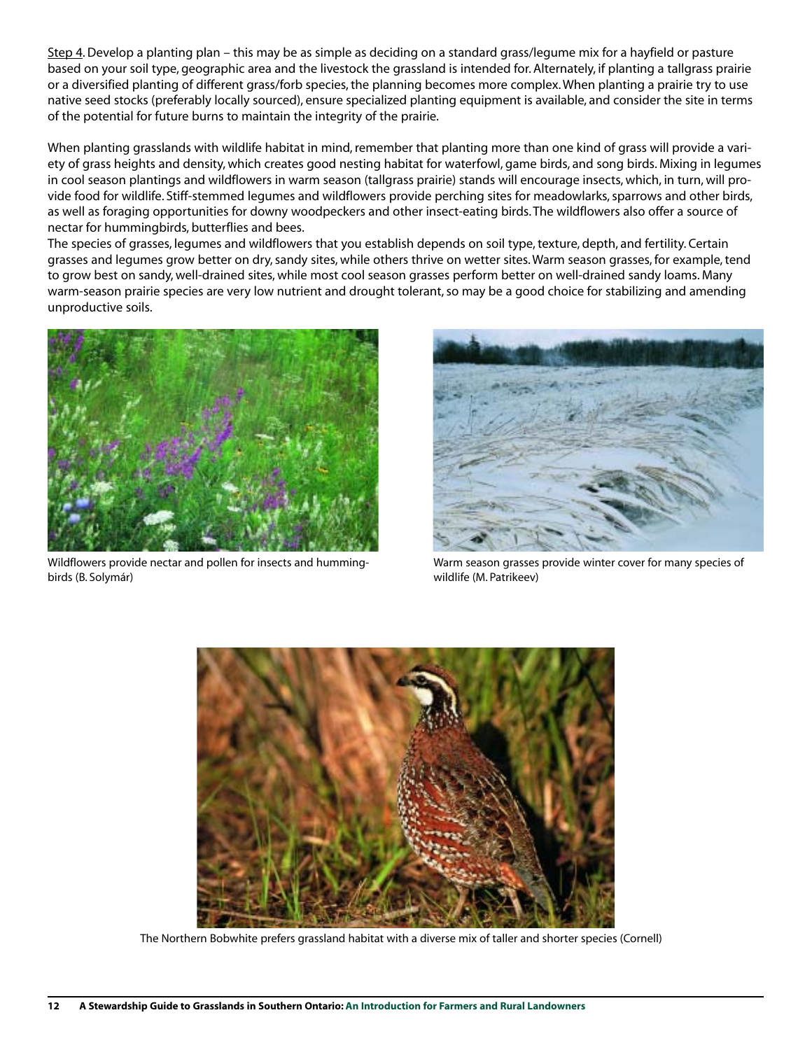Step 4. Develop a planting plan – this may be as simple as deciding on a standard grass/legume mix for a hayfield or pasture based on your soil type, geographic area and the livestock the grassland is intended for. Alternately, if planting a tallgrass prairie or a diversified planting of different grass/forb species, the planning becomes more complex. When planting a prairie try to use native seed stocks (preferably locally sourced), ensure specialized planting equipment is available, and consider the site in terms of the potential for future burns to maintain the integrity of the prairie.

When planting grasslands with wildlife habitat in mind, remember that planting more than one kind of grass will provide a variety of grass heights and density, which creates good nesting habitat for waterfowl, game birds, and song birds. Mixing in legumes in cool season plantings and wildflowers in warm season (tallgrass prairie) stands will encourage insects, which, in turn, will provide food for wildlife. Stiff-stemmed legumes and wildflowers provide perching sites for meadowlarks, sparrows and other birds, as well as foraging opportunities for downy woodpeckers and other insect-eating birds. The wildflowers also offer a source of nectar for hummingbirds, butterflies and bees.

The species of grasses, legumes and wildflowers that you establish depends on soil type, texture, depth, and fertility. Certain grasses and legumes grow better on dry, sandy sites, while others thrive on wetter sites. Warm season grasses, for example, tend to grow best on sandy, well-drained sites, while most cool season grasses perform better on well-drained sandy loams. Many warm-season prairie species are very low nutrient and drought tolerant, so may be a good choice for stabilizing and amending unproductive soils.

Wildflowers provide nectar and pollen for insects and hummingbirds (B. Solymár)

Warm season grasses provide winter cover for many species of wildlife (M. Patrikeev)

The Northern Bobwhite prefers grassland habitat with a diverse mix of taller and shorter species (Cornell)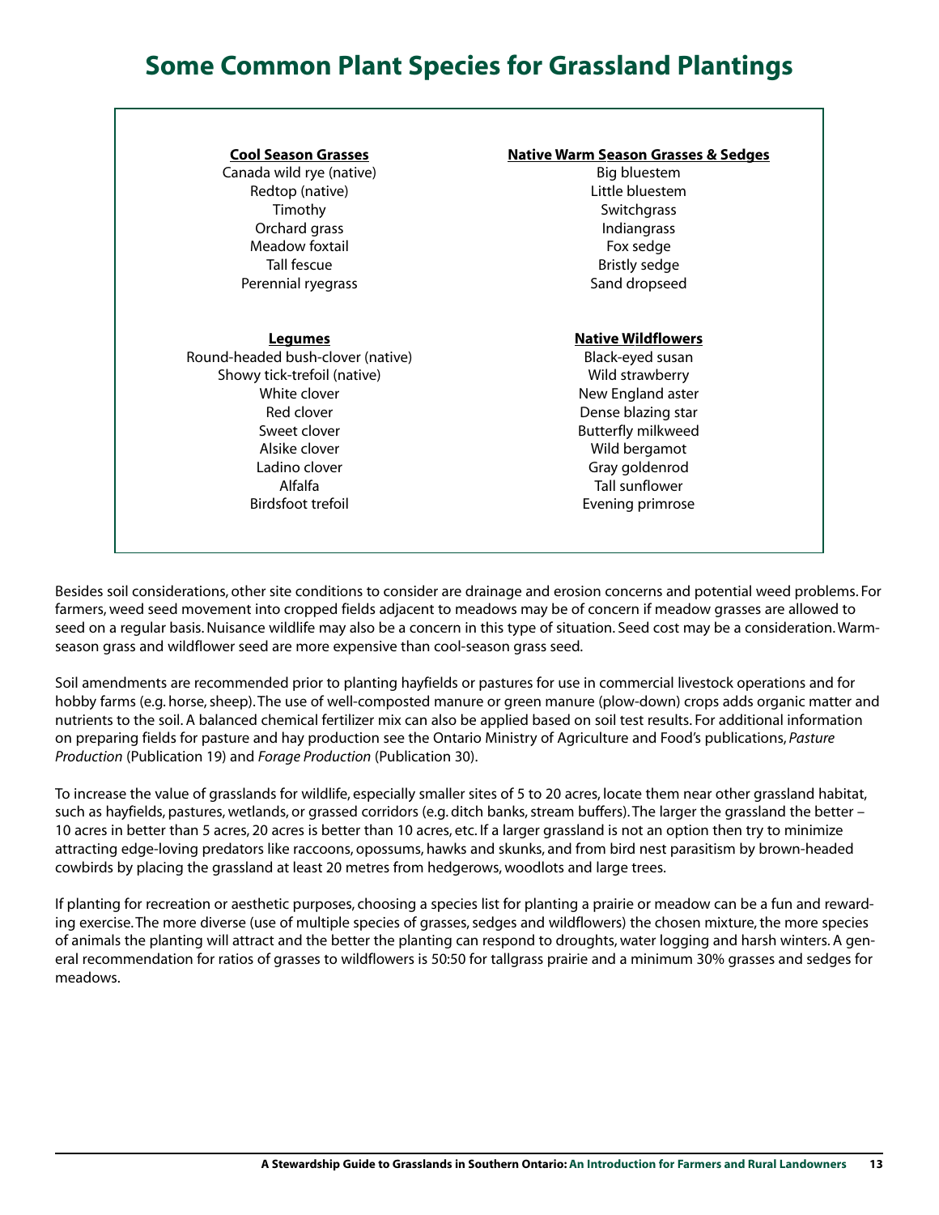# Some Common Plant Species for Grassland Plantings

**Cool Season Grasses**

Canada wild rye (native)
Redtop (native)
Timothy
Orchard grass
Meadow foxtail
Tall fescue
Perennial ryegrass

**Native Warm Season Grasses & Sedges**

Big bluestem
Little bluestem
Switchgrass
Indiangrass
Fox sedge
Bristly sedge
Sand dropseed

**Legumes**

Round-headed bush-clover (native)
Showy tick-trefoil (native)
White clover
Red clover
Sweet clover
Alsike clover
Ladino clover
Alfalfa
Birdsfoot trefoil

**Native Wildflowers**

Black-eyed susan
Wild strawberry
New England aster
Dense blazing star
Butterfly milkweed
Wild bergamot
Gray goldenrod
Tall sunflower
Evening primrose

Besides soil considerations, other site conditions to consider are drainage and erosion concerns and potential weed problems. For farmers, weed seed movement into cropped fields adjacent to meadows may be of concern if meadow grasses are allowed to seed on a regular basis. Nuisance wildlife may also be a concern in this type of situation. Seed cost may be a consideration. Warm-season grass and wildflower seed are more expensive than cool-season grass seed.

Soil amendments are recommended prior to planting hayfields or pastures for use in commercial livestock operations and for hobby farms (e.g. horse, sheep). The use of well-composted manure or green manure (plow-down) crops adds organic matter and nutrients to the soil. A balanced chemical fertilizer mix can also be applied based on soil test results. For additional information on preparing fields for pasture and hay production see the Ontario Ministry of Agriculture and Food's publications, *Pasture Production* (Publication 19) and *Forage Production* (Publication 30).

To increase the value of grasslands for wildlife, especially smaller sites of 5 to 20 acres, locate them near other grassland habitat, such as hayfields, pastures, wetlands, or grassed corridors (e.g. ditch banks, stream buffers). The larger the grassland the better – 10 acres in better than 5 acres, 20 acres is better than 10 acres, etc. If a larger grassland is not an option then try to minimize attracting edge-loving predators like raccoons, opossums, hawks and skunks, and from bird nest parasitism by brown-headed cowbirds by placing the grassland at least 20 metres from hedgerows, woodlots and large trees.

If planting for recreation or aesthetic purposes, choosing a species list for planting a prairie or meadow can be a fun and rewarding exercise. The more diverse (use of multiple species of grasses, sedges and wildflowers) the chosen mixture, the more species of animals the planting will attract and the better the planting can respond to droughts, water logging and harsh winters. A general recommendation for ratios of grasses to wildflowers is 50:50 for tallgrass prairie and a minimum 30% grasses and sedges for meadows.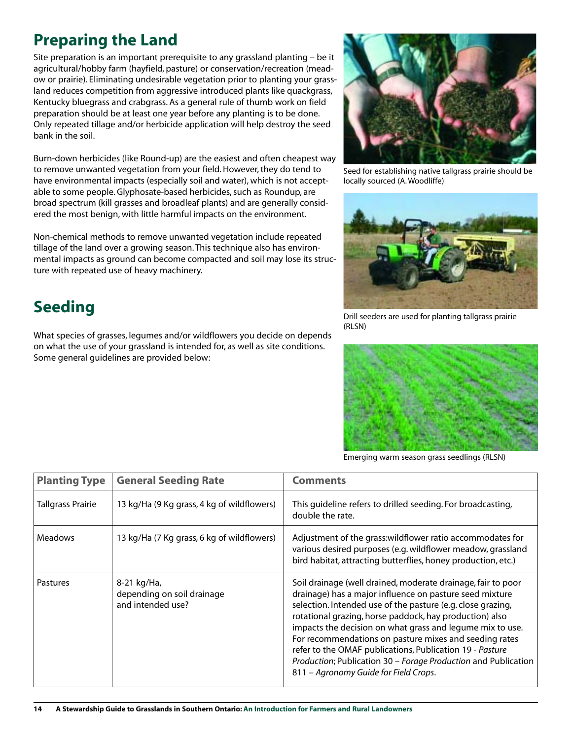## Preparing the Land

Site preparation is an important prerequisite to any grassland planting – be it agricultural/hobby farm (hayfield, pasture) or conservation/recreation (meadow or prairie). Eliminating undesirable vegetation prior to planting your grassland reduces competition from aggressive introduced plants like quackgrass, Kentucky bluegrass and crabgrass. As a general rule of thumb work on field preparation should be at least one year before any planting is to be done. Only repeated tillage and/or herbicide application will help destroy the seed bank in the soil.

Burn-down herbicides (like Round-up) are the easiest and often cheapest way to remove unwanted vegetation from your field. However, they do tend to have environmental impacts (especially soil and water), which is not acceptable to some people. Glyphosate-based herbicides, such as Roundup, are broad spectrum (kill grasses and broadleaf plants) and are generally considered the most benign, with little harmful impacts on the environment.

Non-chemical methods to remove unwanted vegetation include repeated tillage of the land over a growing season. This technique also has environmental impacts as ground can become compacted and soil may lose its structure with repeated use of heavy machinery.

Seed for establishing native tallgrass prairie should be locally sourced (A. Woodliffe)

Drill seeders are used for planting tallgrass prairie (RLSN)

Emerging warm season grass seedlings (RLSN)

## Seeding

What species of grasses, legumes and/or wildflowers you decide on depends on what the use of your grassland is intended for, as well as site conditions. Some general guidelines are provided below:

| Planting Type | General Seeding Rate | Comments |
|---|---|---|
| Tallgrass Prairie | 13 kg/Ha (9 Kg grass, 4 kg of wildflowers) | This guideline refers to drilled seeding. For broadcasting, double the rate. |
| Meadows | 13 kg/Ha (7 Kg grass, 6 kg of wildflowers) | Adjustment of the grass:wildflower ratio accommodates for various desired purposes (e.g. wildflower meadow, grassland bird habitat, attracting butterflies, honey production, etc.) |
| Pastures | 8-21 kg/Ha, depending on soil drainage and intended use? | Soil drainage (well drained, moderate drainage, fair to poor drainage) has a major influence on pasture seed mixture selection. Intended use of the pasture (e.g. close grazing, rotational grazing, horse paddock, hay production) also impacts the decision on what grass and legume mix to use. For recommendations on pasture mixes and seeding rates refer to the OMAF publications, Publication 19 - *Pasture Production*; Publication 30 – *Forage Production* and Publication 811 – *Agronomy Guide for Field Crops*. |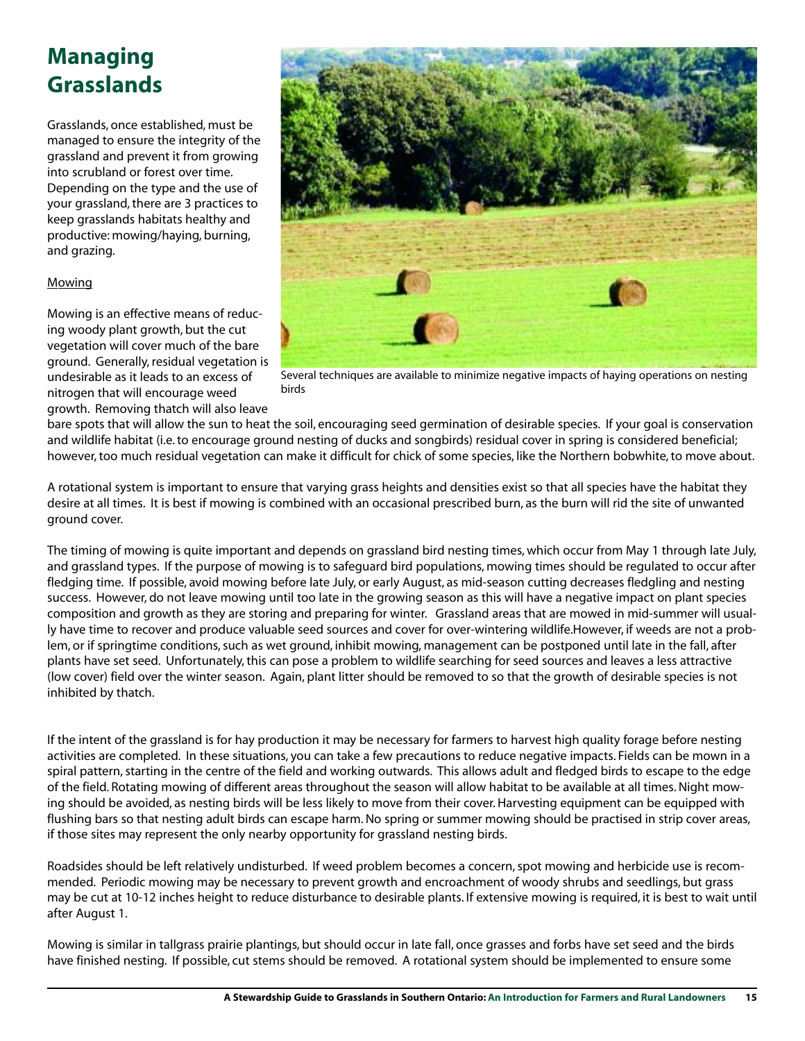# Managing Grasslands

Grasslands, once established, must be managed to ensure the integrity of the grassland and prevent it from growing into scrubland or forest over time. Depending on the type and the use of your grassland, there are 3 practices to keep grasslands habitats healthy and productive: mowing/haying, burning, and grazing.

Mowing

Mowing is an effective means of reducing woody plant growth, but the cut vegetation will cover much of the bare ground. Generally, residual vegetation is undesirable as it leads to an excess of nitrogen that will encourage weed growth. Removing thatch will also leave bare spots that will allow the sun to heat the soil, encouraging seed germination of desirable species. If your goal is conservation and wildlife habitat (i.e. to encourage ground nesting of ducks and songbirds) residual cover in spring is considered beneficial; however, too much residual vegetation can make it difficult for chick of some species, like the Northern bobwhite, to move about.

Several techniques are available to minimize negative impacts of haying operations on nesting birds

A rotational system is important to ensure that varying grass heights and densities exist so that all species have the habitat they desire at all times. It is best if mowing is combined with an occasional prescribed burn, as the burn will rid the site of unwanted ground cover.

The timing of mowing is quite important and depends on grassland bird nesting times, which occur from May 1 through late July, and grassland types. If the purpose of mowing is to safeguard bird populations, mowing times should be regulated to occur after fledging time. If possible, avoid mowing before late July, or early August, as mid-season cutting decreases fledgling and nesting success. However, do not leave mowing until too late in the growing season as this will have a negative impact on plant species composition and growth as they are storing and preparing for winter. Grassland areas that are mowed in mid-summer will usually have time to recover and produce valuable seed sources and cover for over-wintering wildlife.However, if weeds are not a problem, or if springtime conditions, such as wet ground, inhibit mowing, management can be postponed until late in the fall, after plants have set seed. Unfortunately, this can pose a problem to wildlife searching for seed sources and leaves a less attractive (low cover) field over the winter season. Again, plant litter should be removed to so that the growth of desirable species is not inhibited by thatch.

If the intent of the grassland is for hay production it may be necessary for farmers to harvest high quality forage before nesting activities are completed. In these situations, you can take a few precautions to reduce negative impacts. Fields can be mown in a spiral pattern, starting in the centre of the field and working outwards. This allows adult and fledged birds to escape to the edge of the field. Rotating mowing of different areas throughout the season will allow habitat to be available at all times. Night mowing should be avoided, as nesting birds will be less likely to move from their cover. Harvesting equipment can be equipped with flushing bars so that nesting adult birds can escape harm. No spring or summer mowing should be practised in strip cover areas, if those sites may represent the only nearby opportunity for grassland nesting birds.

Roadsides should be left relatively undisturbed. If weed problem becomes a concern, spot mowing and herbicide use is recommended. Periodic mowing may be necessary to prevent growth and encroachment of woody shrubs and seedlings, but grass may be cut at 10-12 inches height to reduce disturbance to desirable plants. If extensive mowing is required, it is best to wait until after August 1.

Mowing is similar in tallgrass prairie plantings, but should occur in late fall, once grasses and forbs have set seed and the birds have finished nesting. If possible, cut stems should be removed. A rotational system should be implemented to ensure some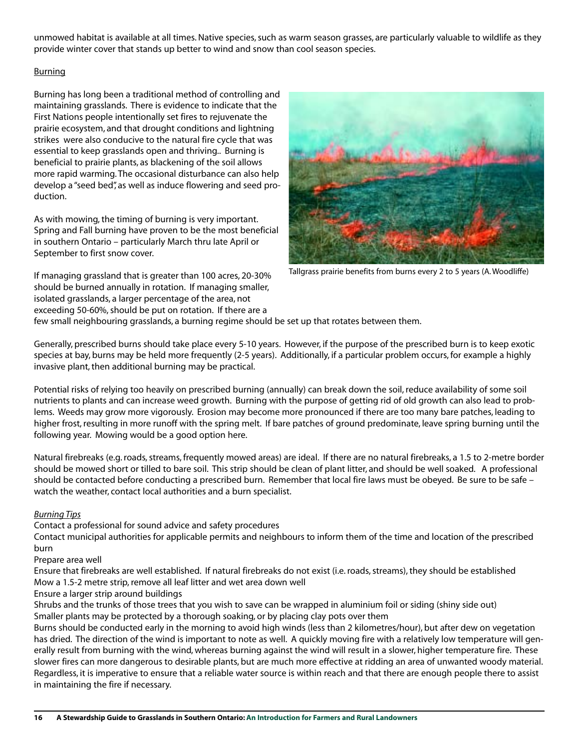unmowed habitat is available at all times. Native species, such as warm season grasses, are particularly valuable to wildlife as they provide winter cover that stands up better to wind and snow than cool season species.

Burning

Burning has long been a traditional method of controlling and maintaining grasslands. There is evidence to indicate that the First Nations people intentionally set fires to rejuvenate the prairie ecosystem, and that drought conditions and lightning strikes were also conducive to the natural fire cycle that was essential to keep grasslands open and thriving.. Burning is beneficial to prairie plants, as blackening of the soil allows more rapid warming. The occasional disturbance can also help develop a "seed bed", as well as induce flowering and seed production.

As with mowing, the timing of burning is very important. Spring and Fall burning have proven to be the most beneficial in southern Ontario – particularly March thru late April or September to first snow cover.

Tallgrass prairie benefits from burns every 2 to 5 years (A. Woodliffe)

If managing grassland that is greater than 100 acres, 20-30% should be burned annually in rotation. If managing smaller, isolated grasslands, a larger percentage of the area, not exceeding 50-60%, should be put on rotation. If there are a few small neighbouring grasslands, a burning regime should be set up that rotates between them.

Generally, prescribed burns should take place every 5-10 years. However, if the purpose of the prescribed burn is to keep exotic species at bay, burns may be held more frequently (2-5 years). Additionally, if a particular problem occurs, for example a highly invasive plant, then additional burning may be practical.

Potential risks of relying too heavily on prescribed burning (annually) can break down the soil, reduce availability of some soil nutrients to plants and can increase weed growth. Burning with the purpose of getting rid of old growth can also lead to problems. Weeds may grow more vigorously. Erosion may become more pronounced if there are too many bare patches, leading to higher frost, resulting in more runoff with the spring melt. If bare patches of ground predominate, leave spring burning until the following year. Mowing would be a good option here.

Natural firebreaks (e.g. roads, streams, frequently mowed areas) are ideal. If there are no natural firebreaks, a 1.5 to 2-metre border should be mowed short or tilled to bare soil. This strip should be clean of plant litter, and should be well soaked. A professional should be contacted before conducting a prescribed burn. Remember that local fire laws must be obeyed. Be sure to be safe – watch the weather, contact local authorities and a burn specialist.

*Burning Tips*

Contact a professional for sound advice and safety procedures

Contact municipal authorities for applicable permits and neighbours to inform them of the time and location of the prescribed burn

Prepare area well

Ensure that firebreaks are well established. If natural firebreaks do not exist (i.e. roads, streams), they should be established

Mow a 1.5-2 metre strip, remove all leaf litter and wet area down well

Ensure a larger strip around buildings

Shrubs and the trunks of those trees that you wish to save can be wrapped in aluminium foil or siding (shiny side out)

Smaller plants may be protected by a thorough soaking, or by placing clay pots over them

Burns should be conducted early in the morning to avoid high winds (less than 2 kilometres/hour), but after dew on vegetation has dried. The direction of the wind is important to note as well. A quickly moving fire with a relatively low temperature will generally result from burning with the wind, whereas burning against the wind will result in a slower, higher temperature fire. These slower fires can more dangerous to desirable plants, but are much more effective at ridding an area of unwanted woody material. Regardless, it is imperative to ensure that a reliable water source is within reach and that there are enough people there to assist in maintaining the fire if necessary.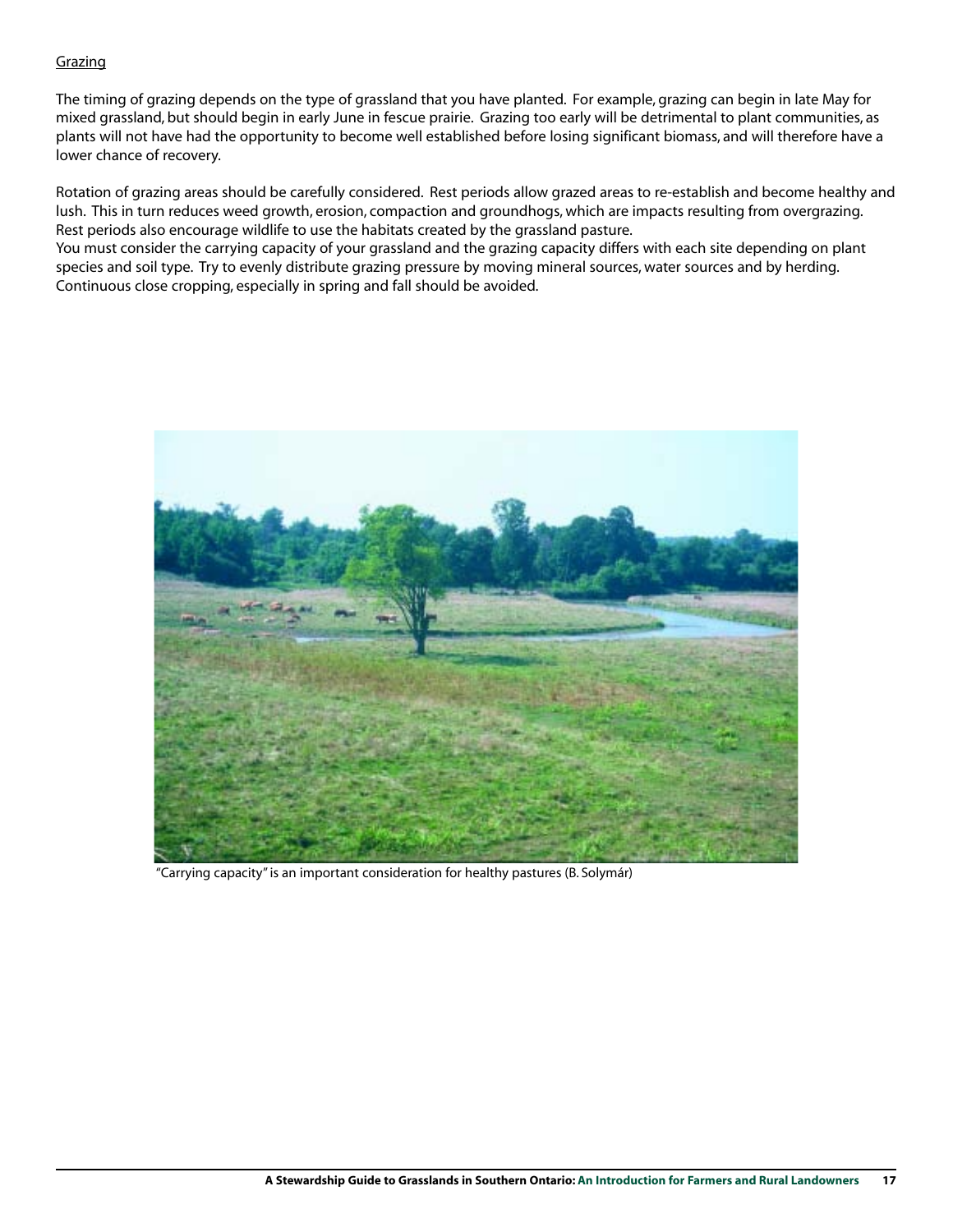Grazing

The timing of grazing depends on the type of grassland that you have planted. For example, grazing can begin in late May for mixed grassland, but should begin in early June in fescue prairie. Grazing too early will be detrimental to plant communities, as plants will not have had the opportunity to become well established before losing significant biomass, and will therefore have a lower chance of recovery.

Rotation of grazing areas should be carefully considered. Rest periods allow grazed areas to re-establish and become healthy and lush. This in turn reduces weed growth, erosion, compaction and groundhogs, which are impacts resulting from overgrazing. Rest periods also encourage wildlife to use the habitats created by the grassland pasture.
You must consider the carrying capacity of your grassland and the grazing capacity differs with each site depending on plant species and soil type. Try to evenly distribute grazing pressure by moving mineral sources, water sources and by herding. Continuous close cropping, especially in spring and fall should be avoided.

"Carrying capacity" is an important consideration for healthy pastures (B. Solymár)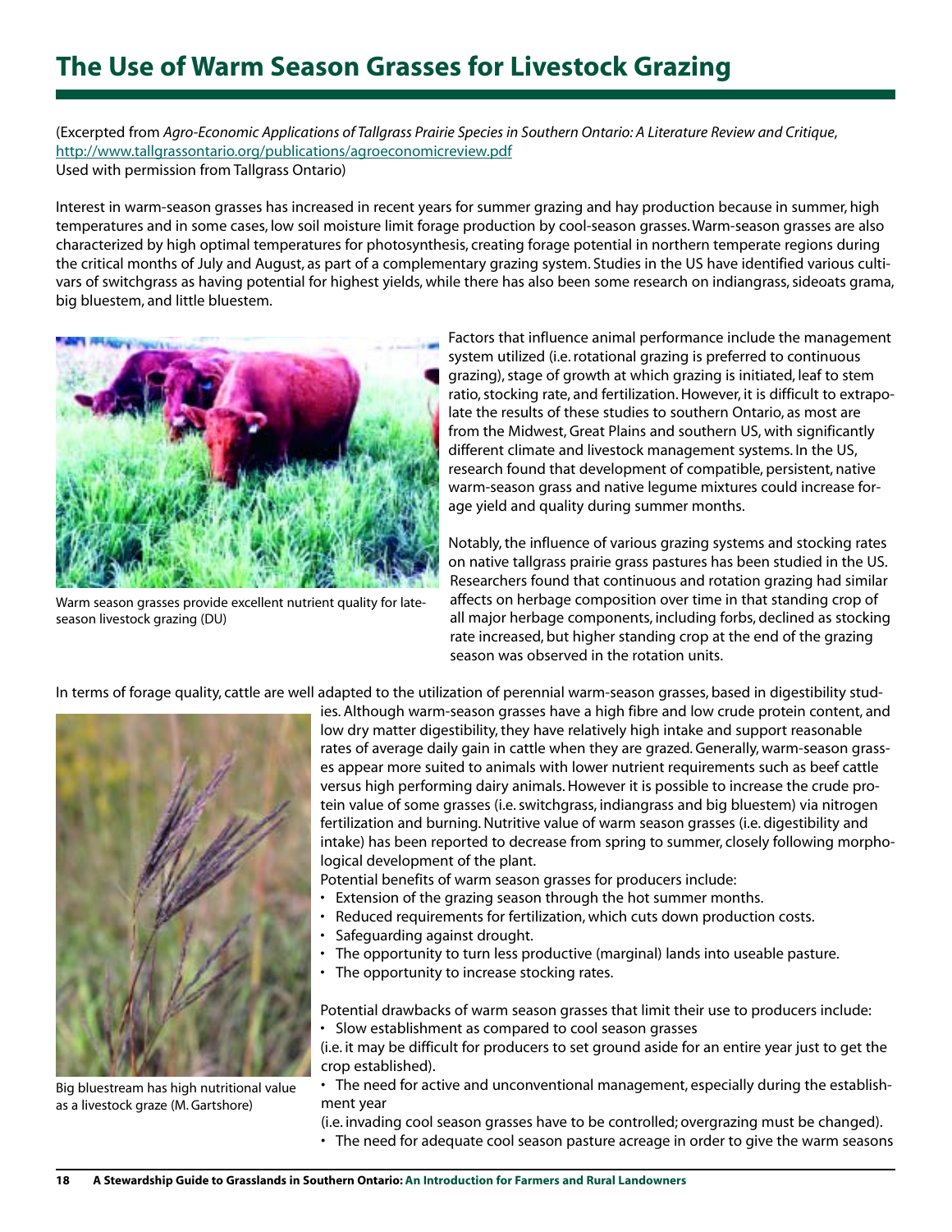# The Use of Warm Season Grasses for Livestock Grazing

(Excerpted from *Agro-Economic Applications of Tallgrass Prairie Species in Southern Ontario: A Literature Review and Critique*, http://www.tallgrassontario.org/publications/agroeconomicreview.pdf
Used with permission from Tallgrass Ontario)

Interest in warm-season grasses has increased in recent years for summer grazing and hay production because in summer, high temperatures and in some cases, low soil moisture limit forage production by cool-season grasses. Warm-season grasses are also characterized by high optimal temperatures for photosynthesis, creating forage potential in northern temperate regions during the critical months of July and August, as part of a complementary grazing system. Studies in the US have identified various cultivars of switchgrass as having potential for highest yields, while there has also been some research on indiangrass, sideoats grama, big bluestem, and little bluestem.

Warm season grasses provide excellent nutrient quality for late-season livestock grazing (DU)

Factors that influence animal performance include the management system utilized (i.e. rotational grazing is preferred to continuous grazing), stage of growth at which grazing is initiated, leaf to stem ratio, stocking rate, and fertilization. However, it is difficult to extrapolate the results of these studies to southern Ontario, as most are from the Midwest, Great Plains and southern US, with significantly different climate and livestock management systems. In the US, research found that development of compatible, persistent, native warm-season grass and native legume mixtures could increase forage yield and quality during summer months.

Notably, the influence of various grazing systems and stocking rates on native tallgrass prairie grass pastures has been studied in the US. Researchers found that continuous and rotation grazing had similar affects on herbage composition over time in that standing crop of all major herbage components, including forbs, declined as stocking rate increased, but higher standing crop at the end of the grazing season was observed in the rotation units.

In terms of forage quality, cattle are well adapted to the utilization of perennial warm-season grasses, based in digestibility studies. Although warm-season grasses have a high fibre and low crude protein content, and low dry matter digestibility, they have relatively high intake and support reasonable rates of average daily gain in cattle when they are grazed. Generally, warm-season grasses appear more suited to animals with lower nutrient requirements such as beef cattle versus high performing dairy animals. However it is possible to increase the crude protein value of some grasses (i.e. switchgrass, indiangrass and big bluestem) via nitrogen fertilization and burning. Nutritive value of warm season grasses (i.e. digestibility and intake) has been reported to decrease from spring to summer, closely following morphological development of the plant.

Big bluestream has high nutritional value as a livestock graze (M. Gartshore)

Potential benefits of warm season grasses for producers include:

- Extension of the grazing season through the hot summer months.
- Reduced requirements for fertilization, which cuts down production costs.
- Safeguarding against drought.
- The opportunity to turn less productive (marginal) lands into useable pasture.
- The opportunity to increase stocking rates.

Potential drawbacks of warm season grasses that limit their use to producers include:

- Slow establishment as compared to cool season grasses (i.e. it may be difficult for producers to set ground aside for an entire year just to get the crop established).
- The need for active and unconventional management, especially during the establishment year (i.e. invading cool season grasses have to be controlled; overgrazing must be changed).
- The need for adequate cool season pasture acreage in order to give the warm seasons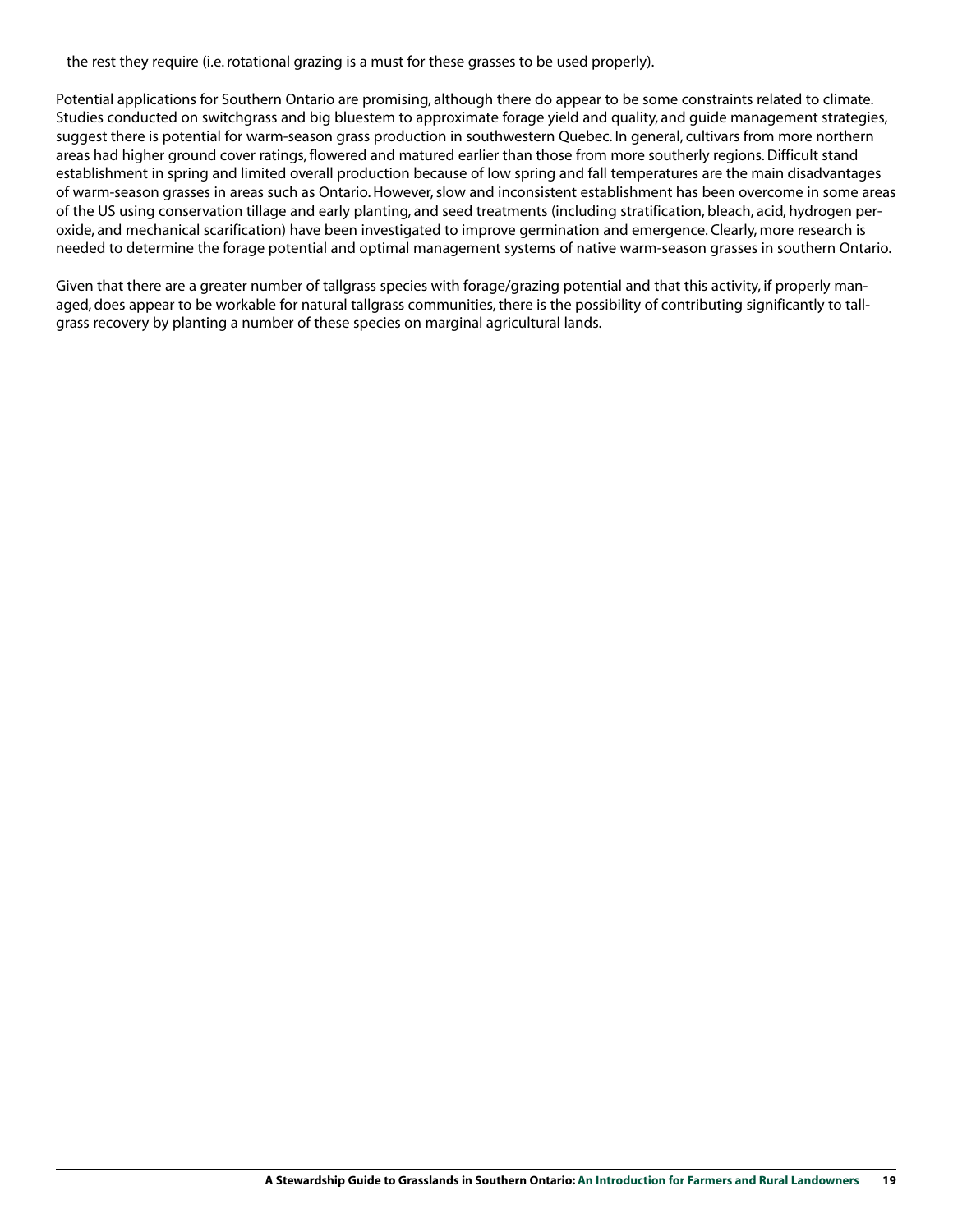the rest they require (i.e. rotational grazing is a must for these grasses to be used properly).

Potential applications for Southern Ontario are promising, although there do appear to be some constraints related to climate. Studies conducted on switchgrass and big bluestem to approximate forage yield and quality, and guide management strategies, suggest there is potential for warm-season grass production in southwestern Quebec. In general, cultivars from more northern areas had higher ground cover ratings, flowered and matured earlier than those from more southerly regions. Difficult stand establishment in spring and limited overall production because of low spring and fall temperatures are the main disadvantages of warm-season grasses in areas such as Ontario. However, slow and inconsistent establishment has been overcome in some areas of the US using conservation tillage and early planting, and seed treatments (including stratification, bleach, acid, hydrogen peroxide, and mechanical scarification) have been investigated to improve germination and emergence. Clearly, more research is needed to determine the forage potential and optimal management systems of native warm-season grasses in southern Ontario.

Given that there are a greater number of tallgrass species with forage/grazing potential and that this activity, if properly managed, does appear to be workable for natural tallgrass communities, there is the possibility of contributing significantly to tallgrass recovery by planting a number of these species on marginal agricultural lands.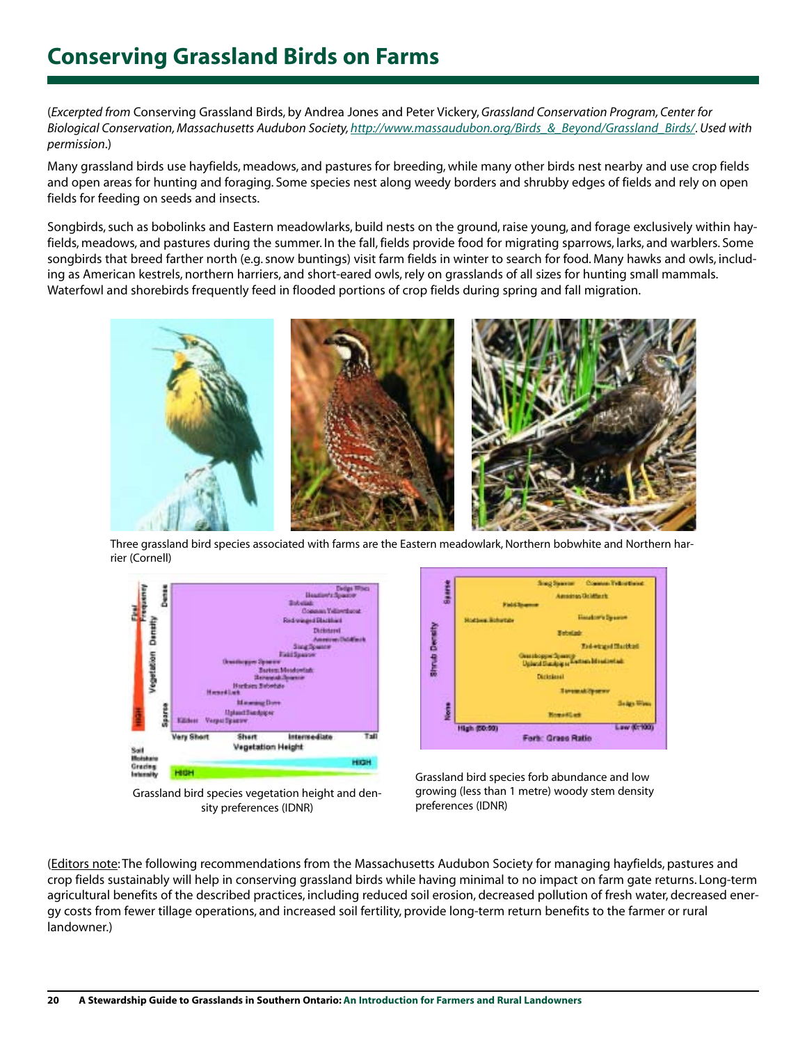# Conserving Grassland Birds on Farms

(*Excerpted from* Conserving Grassland Birds, by Andrea Jones and Peter Vickery, *Grassland Conservation Program, Center for Biological Conservation, Massachusetts Audubon Society, http://www.massaudubon.org/Birds_&_Beyond/Grassland_Birds/. Used with permission*.)

Many grassland birds use hayfields, meadows, and pastures for breeding, while many other birds nest nearby and use crop fields and open areas for hunting and foraging. Some species nest along weedy borders and shrubby edges of fields and rely on open fields for feeding on seeds and insects.

Songbirds, such as bobolinks and Eastern meadowlarks, build nests on the ground, raise young, and forage exclusively within hayfields, meadows, and pastures during the summer. In the fall, fields provide food for migrating sparrows, larks, and warblers. Some songbirds that breed farther north (e.g. snow buntings) visit farm fields in winter to search for food. Many hawks and owls, including as American kestrels, northern harriers, and short-eared owls, rely on grasslands of all sizes for hunting small mammals. Waterfowl and shorebirds frequently feed in flooded portions of crop fields during spring and fall migration.

Three grassland bird species associated with farms are the Eastern meadowlark, Northern bobwhite and Northern harrier (Cornell)

Grassland bird species vegetation height and density preferences (IDNR)

Grassland bird species forb abundance and low growing (less than 1 metre) woody stem density preferences (IDNR)

(Editors note: The following recommendations from the Massachusetts Audubon Society for managing hayfields, pastures and crop fields sustainably will help in conserving grassland birds while having minimal to no impact on farm gate returns. Long-term agricultural benefits of the described practices, including reduced soil erosion, decreased pollution of fresh water, decreased energy costs from fewer tillage operations, and increased soil fertility, provide long-term return benefits to the farmer or rural landowner.)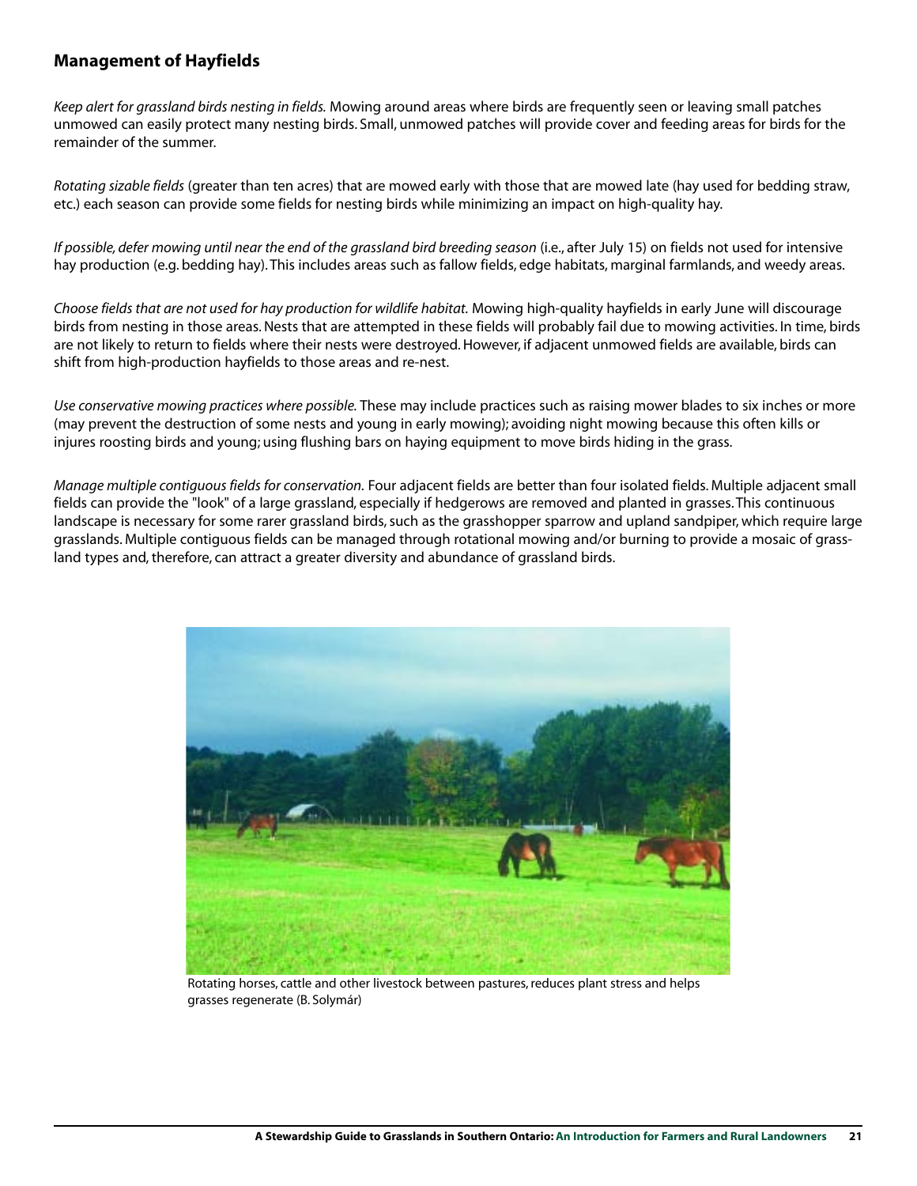## Management of Hayfields

*Keep alert for grassland birds nesting in fields.* Mowing around areas where birds are frequently seen or leaving small patches unmowed can easily protect many nesting birds. Small, unmowed patches will provide cover and feeding areas for birds for the remainder of the summer.

*Rotating sizable fields* (greater than ten acres) that are mowed early with those that are mowed late (hay used for bedding straw, etc.) each season can provide some fields for nesting birds while minimizing an impact on high-quality hay.

*If possible, defer mowing until near the end of the grassland bird breeding season* (i.e., after July 15) on fields not used for intensive hay production (e.g. bedding hay). This includes areas such as fallow fields, edge habitats, marginal farmlands, and weedy areas.

*Choose fields that are not used for hay production for wildlife habitat.* Mowing high-quality hayfields in early June will discourage birds from nesting in those areas. Nests that are attempted in these fields will probably fail due to mowing activities. In time, birds are not likely to return to fields where their nests were destroyed. However, if adjacent unmowed fields are available, birds can shift from high-production hayfields to those areas and re-nest.

*Use conservative mowing practices where possible.* These may include practices such as raising mower blades to six inches or more (may prevent the destruction of some nests and young in early mowing); avoiding night mowing because this often kills or injures roosting birds and young; using flushing bars on haying equipment to move birds hiding in the grass.

*Manage multiple contiguous fields for conservation.* Four adjacent fields are better than four isolated fields. Multiple adjacent small fields can provide the "look" of a large grassland, especially if hedgerows are removed and planted in grasses. This continuous landscape is necessary for some rarer grassland birds, such as the grasshopper sparrow and upland sandpiper, which require large grasslands. Multiple contiguous fields can be managed through rotational mowing and/or burning to provide a mosaic of grassland types and, therefore, can attract a greater diversity and abundance of grassland birds.

Rotating horses, cattle and other livestock between pastures, reduces plant stress and helps grasses regenerate (B. Solymár)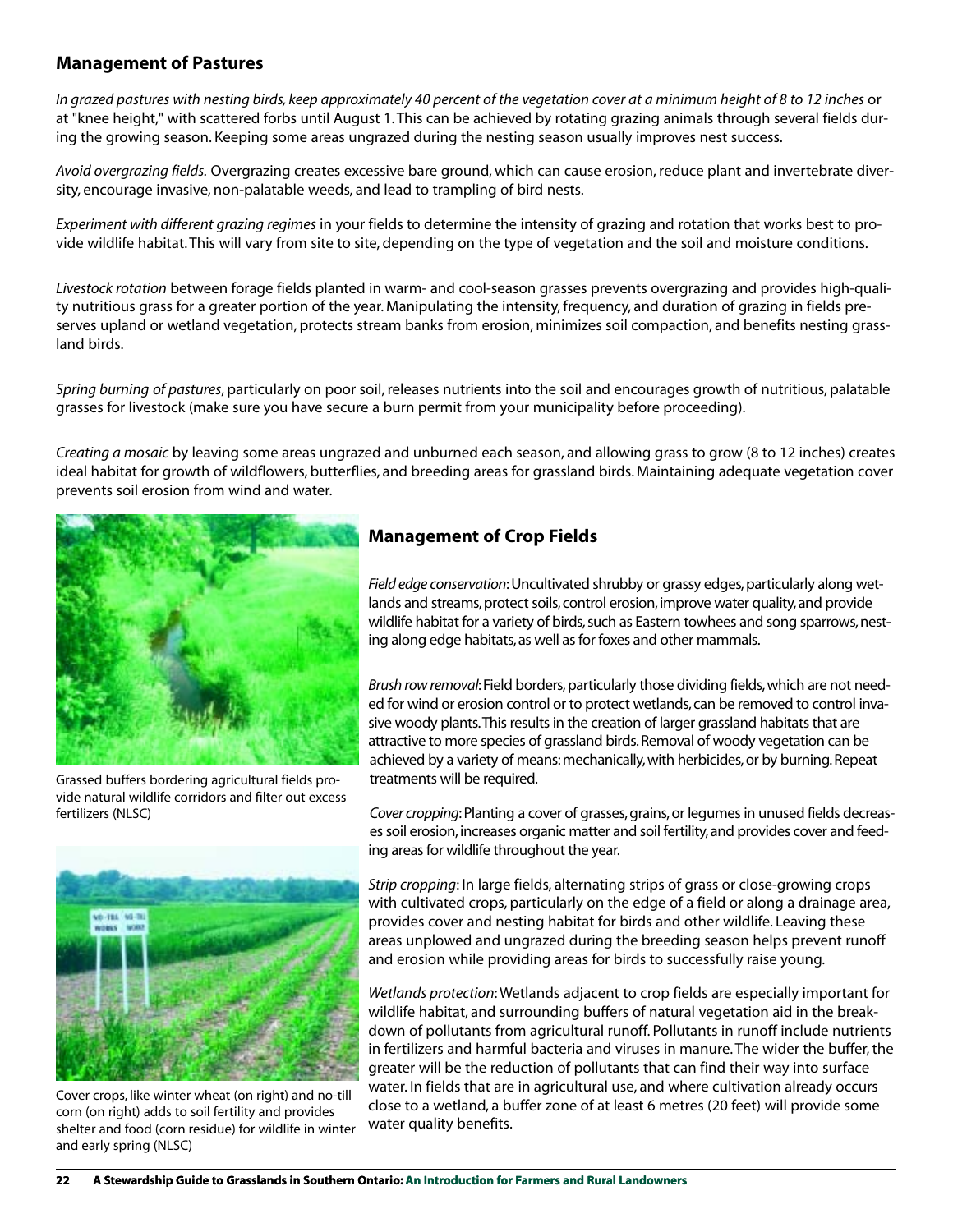## Management of Pastures

*In grazed pastures with nesting birds, keep approximately 40 percent of the vegetation cover at a minimum height of 8 to 12 inches* or at "knee height," with scattered forbs until August 1. This can be achieved by rotating grazing animals through several fields during the growing season. Keeping some areas ungrazed during the nesting season usually improves nest success.

*Avoid overgrazing fields.* Overgrazing creates excessive bare ground, which can cause erosion, reduce plant and invertebrate diversity, encourage invasive, non-palatable weeds, and lead to trampling of bird nests.

*Experiment with different grazing regimes* in your fields to determine the intensity of grazing and rotation that works best to provide wildlife habitat. This will vary from site to site, depending on the type of vegetation and the soil and moisture conditions.

*Livestock rotation* between forage fields planted in warm- and cool-season grasses prevents overgrazing and provides high-quality nutritious grass for a greater portion of the year. Manipulating the intensity, frequency, and duration of grazing in fields preserves upland or wetland vegetation, protects stream banks from erosion, minimizes soil compaction, and benefits nesting grassland birds.

*Spring burning of pastures*, particularly on poor soil, releases nutrients into the soil and encourages growth of nutritious, palatable grasses for livestock (make sure you have secure a burn permit from your municipality before proceeding).

*Creating a mosaic* by leaving some areas ungrazed and unburned each season, and allowing grass to grow (8 to 12 inches) creates ideal habitat for growth of wildflowers, butterflies, and breeding areas for grassland birds. Maintaining adequate vegetation cover prevents soil erosion from wind and water.

Grassed buffers bordering agricultural fields provide natural wildlife corridors and filter out excess fertilizers (NLSC)

Cover crops, like winter wheat (on right) and no-till corn (on right) adds to soil fertility and provides shelter and food (corn residue) for wildlife in winter and early spring (NLSC)

## Management of Crop Fields

*Field edge conservation*: Uncultivated shrubby or grassy edges, particularly along wetlands and streams, protect soils, control erosion, improve water quality, and provide wildlife habitat for a variety of birds, such as Eastern towhees and song sparrows, nesting along edge habitats, as well as for foxes and other mammals.

*Brush row removal*: Field borders, particularly those dividing fields, which are not needed for wind or erosion control or to protect wetlands, can be removed to control invasive woody plants. This results in the creation of larger grassland habitats that are attractive to more species of grassland birds. Removal of woody vegetation can be achieved by a variety of means: mechanically, with herbicides, or by burning. Repeat treatments will be required.

*Cover cropping*: Planting a cover of grasses, grains, or legumes in unused fields decreases soil erosion, increases organic matter and soil fertility, and provides cover and feeding areas for wildlife throughout the year.

*Strip cropping*: In large fields, alternating strips of grass or close-growing crops with cultivated crops, particularly on the edge of a field or along a drainage area, provides cover and nesting habitat for birds and other wildlife. Leaving these areas unplowed and ungrazed during the breeding season helps prevent runoff and erosion while providing areas for birds to successfully raise young.

*Wetlands protection*: Wetlands adjacent to crop fields are especially important for wildlife habitat, and surrounding buffers of natural vegetation aid in the breakdown of pollutants from agricultural runoff. Pollutants in runoff include nutrients in fertilizers and harmful bacteria and viruses in manure. The wider the buffer, the greater will be the reduction of pollutants that can find their way into surface water. In fields that are in agricultural use, and where cultivation already occurs close to a wetland, a buffer zone of at least 6 metres (20 feet) will provide some water quality benefits.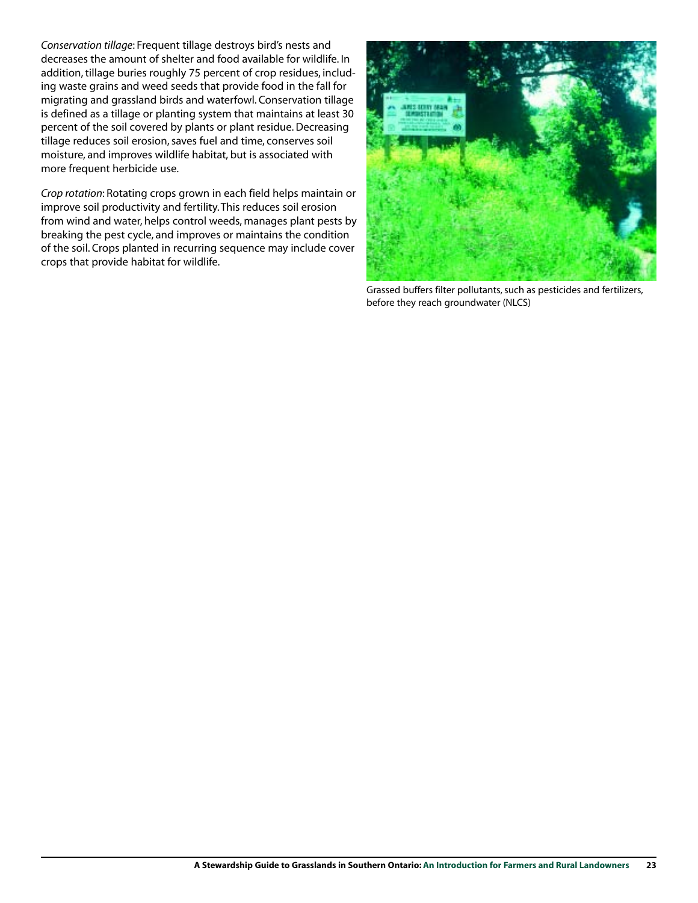*Conservation tillage*: Frequent tillage destroys bird's nests and decreases the amount of shelter and food available for wildlife. In addition, tillage buries roughly 75 percent of crop residues, including waste grains and weed seeds that provide food in the fall for migrating and grassland birds and waterfowl. Conservation tillage is defined as a tillage or planting system that maintains at least 30 percent of the soil covered by plants or plant residue. Decreasing tillage reduces soil erosion, saves fuel and time, conserves soil moisture, and improves wildlife habitat, but is associated with more frequent herbicide use.

*Crop rotation*: Rotating crops grown in each field helps maintain or improve soil productivity and fertility. This reduces soil erosion from wind and water, helps control weeds, manages plant pests by breaking the pest cycle, and improves or maintains the condition of the soil. Crops planted in recurring sequence may include cover crops that provide habitat for wildlife.

Grassed buffers filter pollutants, such as pesticides and fertilizers, before they reach groundwater (NLCS)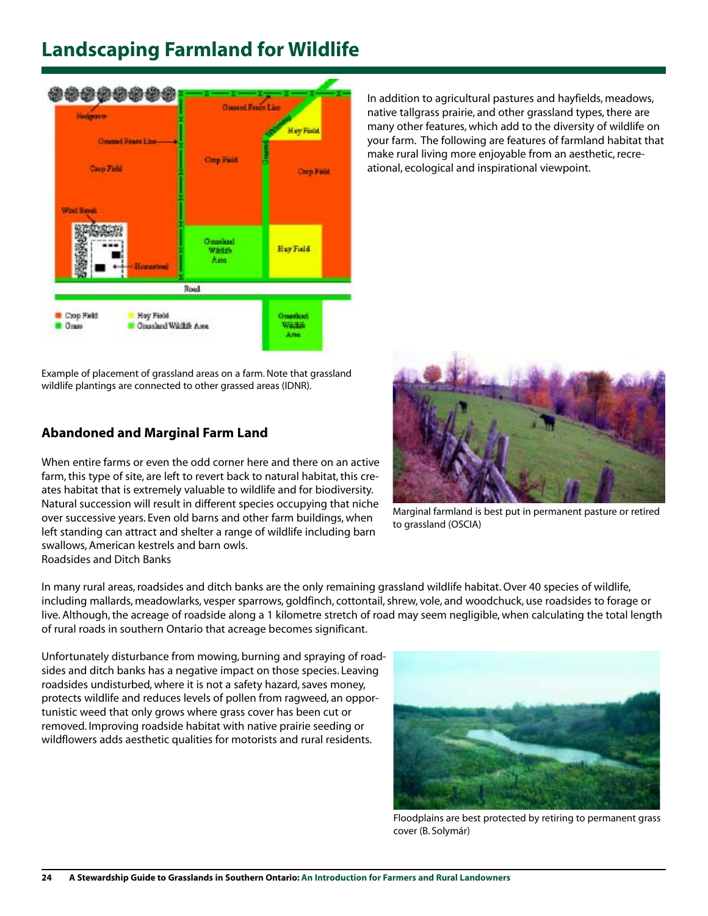# Landscaping Farmland for Wildlife

In addition to agricultural pastures and hayfields, meadows, native tallgrass prairie, and other grassland types, there are many other features, which add to the diversity of wildlife on your farm. The following are features of farmland habitat that make rural living more enjoyable from an aesthetic, recreational, ecological and inspirational viewpoint.

Example of placement of grassland areas on a farm. Note that grassland wildlife plantings are connected to other grassed areas (IDNR).

## Abandoned and Marginal Farm Land

When entire farms or even the odd corner here and there on an active farm, this type of site, are left to revert back to natural habitat, this creates habitat that is extremely valuable to wildlife and for biodiversity. Natural succession will result in different species occupying that niche over successive years. Even old barns and other farm buildings, when left standing can attract and shelter a range of wildlife including barn swallows, American kestrels and barn owls.

Marginal farmland is best put in permanent pasture or retired to grassland (OSCIA)

Roadsides and Ditch Banks

In many rural areas, roadsides and ditch banks are the only remaining grassland wildlife habitat. Over 40 species of wildlife, including mallards, meadowlarks, vesper sparrows, goldfinch, cottontail, shrew, vole, and woodchuck, use roadsides to forage or live. Although, the acreage of roadside along a 1 kilometre stretch of road may seem negligible, when calculating the total length of rural roads in southern Ontario that acreage becomes significant.

Unfortunately disturbance from mowing, burning and spraying of roadsides and ditch banks has a negative impact on those species. Leaving roadsides undisturbed, where it is not a safety hazard, saves money, protects wildlife and reduces levels of pollen from ragweed, an opportunistic weed that only grows where grass cover has been cut or removed. Improving roadside habitat with native prairie seeding or wildflowers adds aesthetic qualities for motorists and rural residents.

Floodplains are best protected by retiring to permanent grass cover (B. Solymár)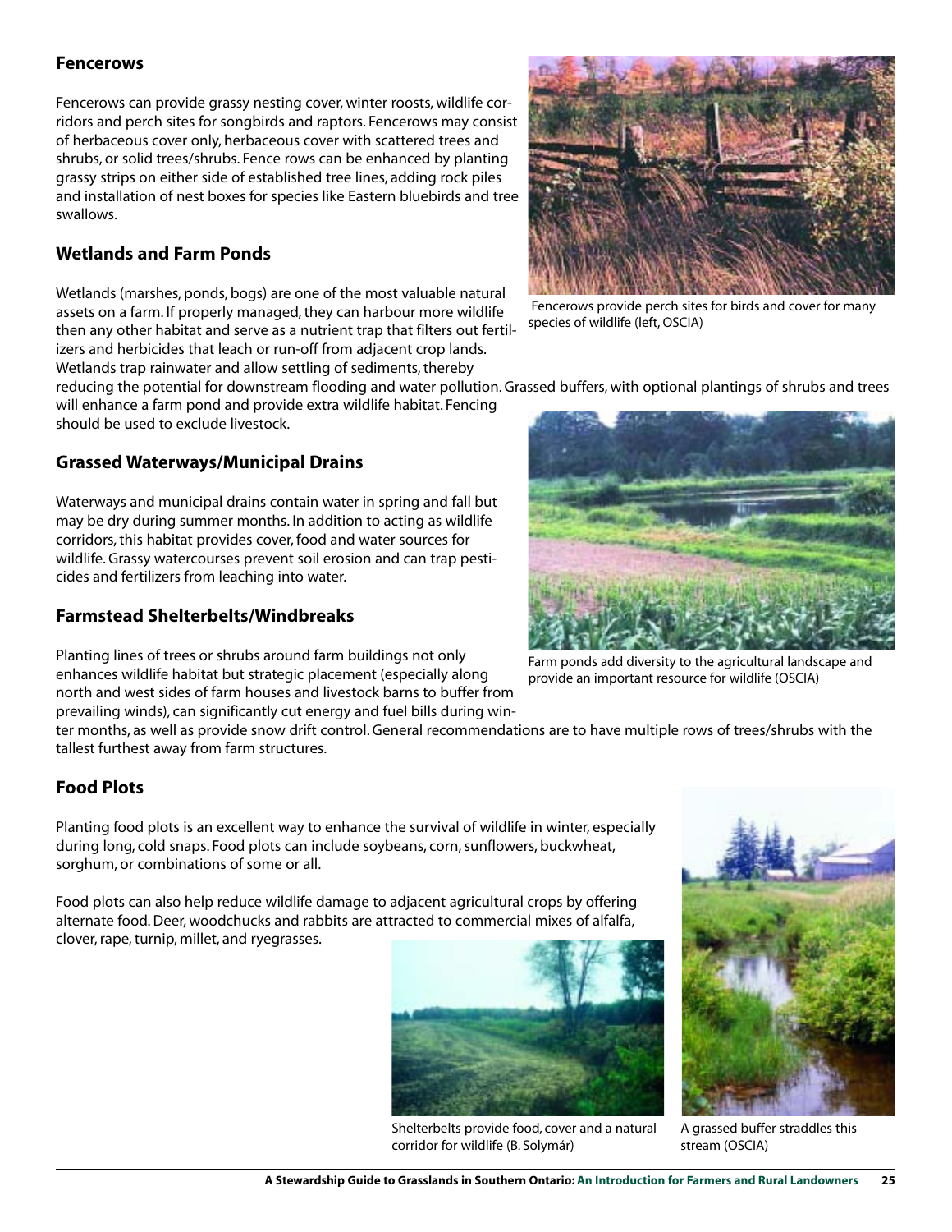## Fencerows

Fencerows can provide grassy nesting cover, winter roosts, wildlife corridors and perch sites for songbirds and raptors. Fencerows may consist of herbaceous cover only, herbaceous cover with scattered trees and shrubs, or solid trees/shrubs. Fence rows can be enhanced by planting grassy strips on either side of established tree lines, adding rock piles and installation of nest boxes for species like Eastern bluebirds and tree swallows.

Fencerows provide perch sites for birds and cover for many species of wildlife (left, OSCIA)

## Wetlands and Farm Ponds

Wetlands (marshes, ponds, bogs) are one of the most valuable natural assets on a farm. If properly managed, they can harbour more wildlife then any other habitat and serve as a nutrient trap that filters out fertilizers and herbicides that leach or run-off from adjacent crop lands. Wetlands trap rainwater and allow settling of sediments, thereby reducing the potential for downstream flooding and water pollution. Grassed buffers, with optional plantings of shrubs and trees will enhance a farm pond and provide extra wildlife habitat. Fencing should be used to exclude livestock.

## Grassed Waterways/Municipal Drains

Waterways and municipal drains contain water in spring and fall but may be dry during summer months. In addition to acting as wildlife corridors, this habitat provides cover, food and water sources for wildlife. Grassy watercourses prevent soil erosion and can trap pesticides and fertilizers from leaching into water.

Farm ponds add diversity to the agricultural landscape and provide an important resource for wildlife (OSCIA)

## Farmstead Shelterbelts/Windbreaks

Planting lines of trees or shrubs around farm buildings not only enhances wildlife habitat but strategic placement (especially along north and west sides of farm houses and livestock barns to buffer from prevailing winds), can significantly cut energy and fuel bills during winter months, as well as provide snow drift control. General recommendations are to have multiple rows of trees/shrubs with the tallest furthest away from farm structures.

## Food Plots

Planting food plots is an excellent way to enhance the survival of wildlife in winter, especially during long, cold snaps. Food plots can include soybeans, corn, sunflowers, buckwheat, sorghum, or combinations of some or all.

Food plots can also help reduce wildlife damage to adjacent agricultural crops by offering alternate food. Deer, woodchucks and rabbits are attracted to commercial mixes of alfalfa, clover, rape, turnip, millet, and ryegrasses.

Shelterbelts provide food, cover and a natural corridor for wildlife (B. Solymár)

A grassed buffer straddles this stream (OSCIA)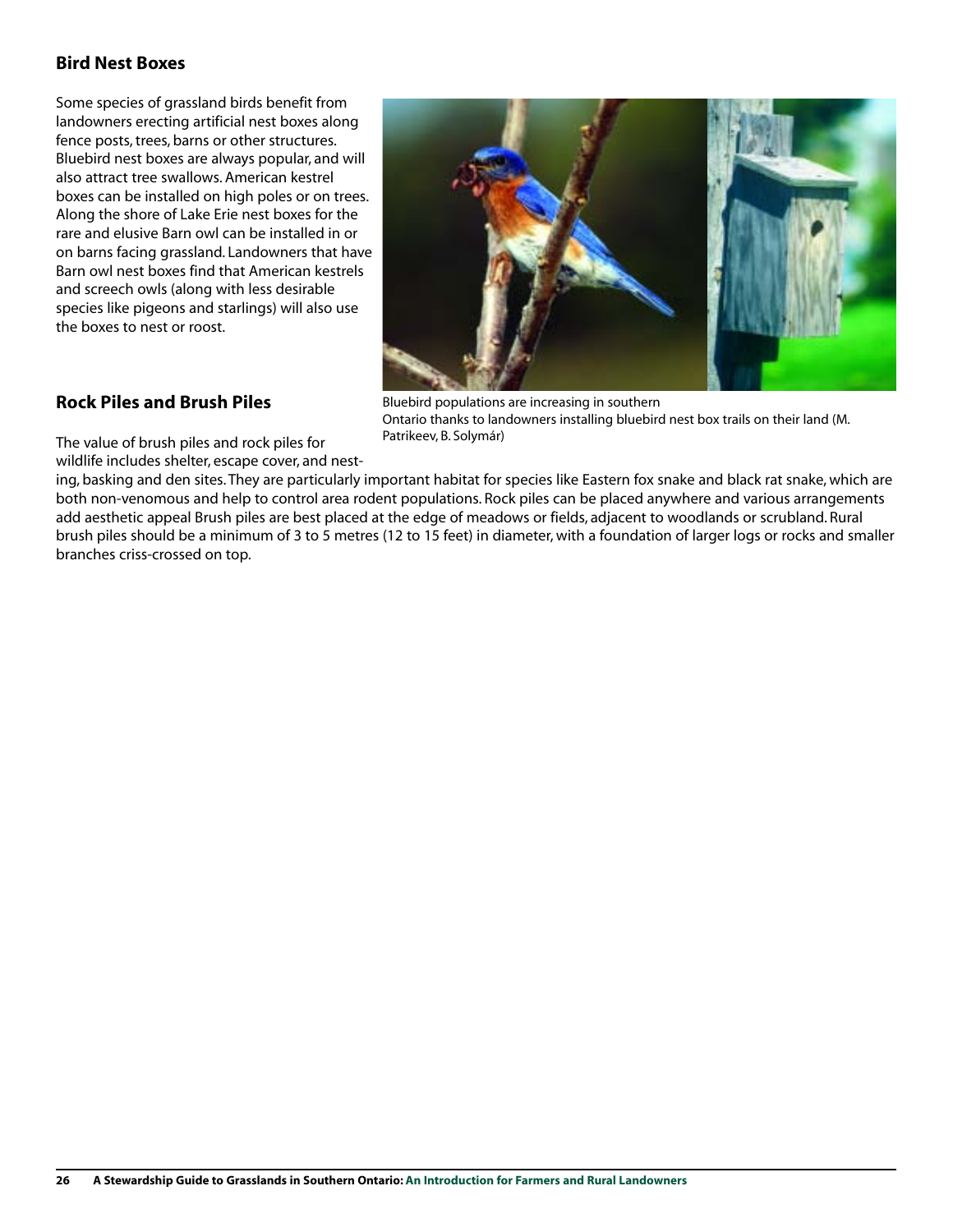## Bird Nest Boxes

Some species of grassland birds benefit from landowners erecting artificial nest boxes along fence posts, trees, barns or other structures. Bluebird nest boxes are always popular, and will also attract tree swallows. American kestrel boxes can be installed on high poles or on trees. Along the shore of Lake Erie nest boxes for the rare and elusive Barn owl can be installed in or on barns facing grassland. Landowners that have Barn owl nest boxes find that American kestrels and screech owls (along with less desirable species like pigeons and starlings) will also use the boxes to nest or roost.

Bluebird populations are increasing in southern Ontario thanks to landowners installing bluebird nest box trails on their land (M. Patrikeev, B. Solymár)

## Rock Piles and Brush Piles

The value of brush piles and rock piles for wildlife includes shelter, escape cover, and nesting, basking and den sites. They are particularly important habitat for species like Eastern fox snake and black rat snake, which are both non-venomous and help to control area rodent populations. Rock piles can be placed anywhere and various arrangements add aesthetic appeal Brush piles are best placed at the edge of meadows or fields, adjacent to woodlands or scrubland. Rural brush piles should be a minimum of 3 to 5 metres (12 to 15 feet) in diameter, with a foundation of larger logs or rocks and smaller branches criss-crossed on top.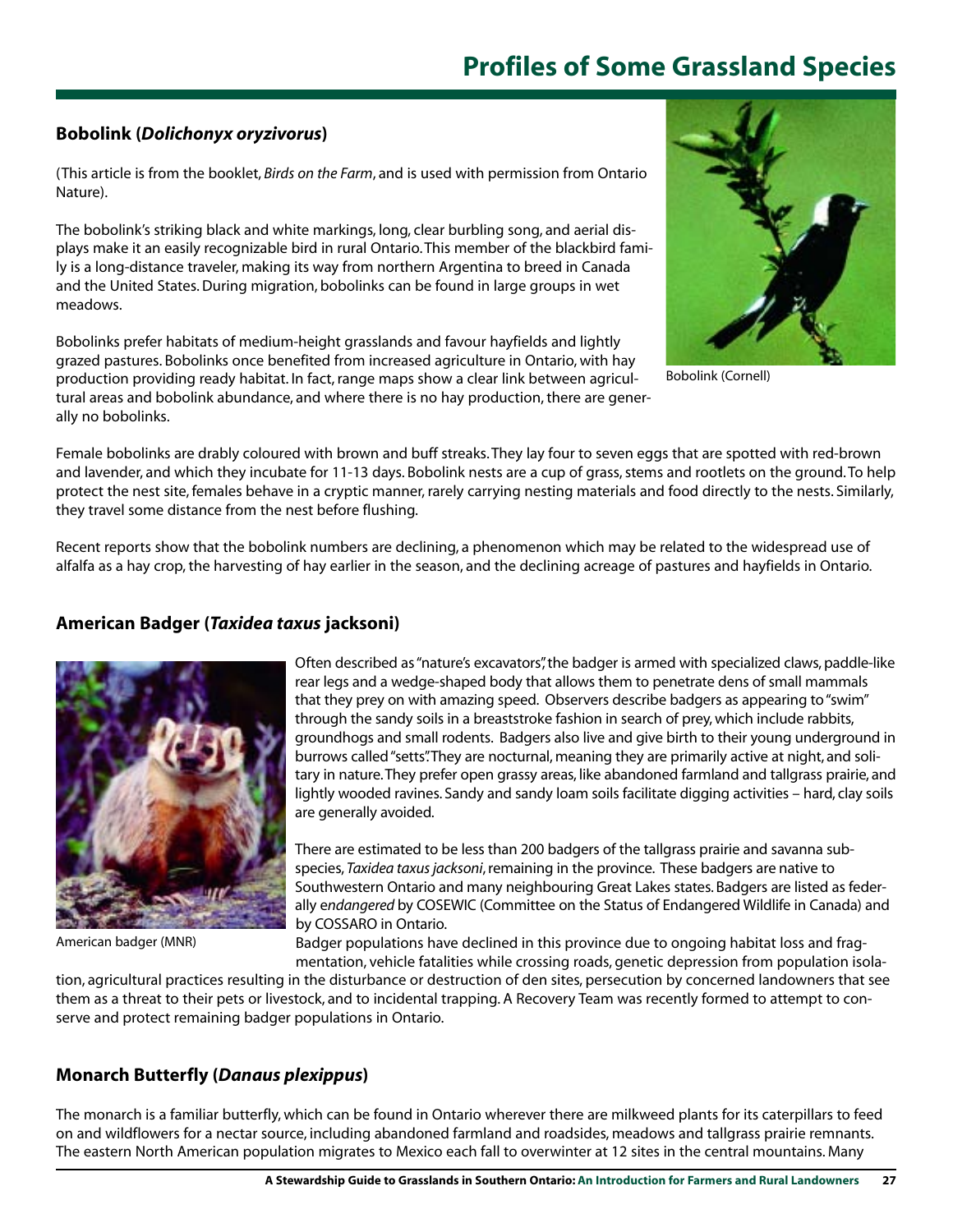# Profiles of Some Grassland Species

### Bobolink (*Dolichonyx oryzivorus*)

(This article is from the booklet, *Birds on the Farm*, and is used with permission from Ontario Nature).

The bobolink's striking black and white markings, long, clear burbling song, and aerial displays make it an easily recognizable bird in rural Ontario. This member of the blackbird family is a long-distance traveler, making its way from northern Argentina to breed in Canada and the United States. During migration, bobolinks can be found in large groups in wet meadows.

Bobolinks prefer habitats of medium-height grasslands and favour hayfields and lightly grazed pastures. Bobolinks once benefited from increased agriculture in Ontario, with hay production providing ready habitat. In fact, range maps show a clear link between agricultural areas and bobolink abundance, and where there is no hay production, there are generally no bobolinks.

Bobolink (Cornell)

Female bobolinks are drably coloured with brown and buff streaks. They lay four to seven eggs that are spotted with red-brown and lavender, and which they incubate for 11-13 days. Bobolink nests are a cup of grass, stems and rootlets on the ground. To help protect the nest site, females behave in a cryptic manner, rarely carrying nesting materials and food directly to the nests. Similarly, they travel some distance from the nest before flushing.

Recent reports show that the bobolink numbers are declining, a phenomenon which may be related to the widespread use of alfalfa as a hay crop, the harvesting of hay earlier in the season, and the declining acreage of pastures and hayfields in Ontario.

### American Badger (*Taxidea taxus* jacksoni)

American badger (MNR)

Often described as "nature's excavators", the badger is armed with specialized claws, paddle-like rear legs and a wedge-shaped body that allows them to penetrate dens of small mammals that they prey on with amazing speed. Observers describe badgers as appearing to "swim" through the sandy soils in a breaststroke fashion in search of prey, which include rabbits, groundhogs and small rodents. Badgers also live and give birth to their young underground in burrows called "setts". They are nocturnal, meaning they are primarily active at night, and solitary in nature. They prefer open grassy areas, like abandoned farmland and tallgrass prairie, and lightly wooded ravines. Sandy and sandy loam soils facilitate digging activities – hard, clay soils are generally avoided.

There are estimated to be less than 200 badgers of the tallgrass prairie and savanna subspecies, *Taxidea taxus jacksoni*, remaining in the province. These badgers are native to Southwestern Ontario and many neighbouring Great Lakes states. Badgers are listed as federally *endangered* by COSEWIC (Committee on the Status of Endangered Wildlife in Canada) and by COSSARO in Ontario.

Badger populations have declined in this province due to ongoing habitat loss and fragmentation, vehicle fatalities while crossing roads, genetic depression from population isolation, agricultural practices resulting in the disturbance or destruction of den sites, persecution by concerned landowners that see them as a threat to their pets or livestock, and to incidental trapping. A Recovery Team was recently formed to attempt to conserve and protect remaining badger populations in Ontario.

### Monarch Butterfly (*Danaus plexippus*)

The monarch is a familiar butterfly, which can be found in Ontario wherever there are milkweed plants for its caterpillars to feed on and wildflowers for a nectar source, including abandoned farmland and roadsides, meadows and tallgrass prairie remnants. The eastern North American population migrates to Mexico each fall to overwinter at 12 sites in the central mountains. Many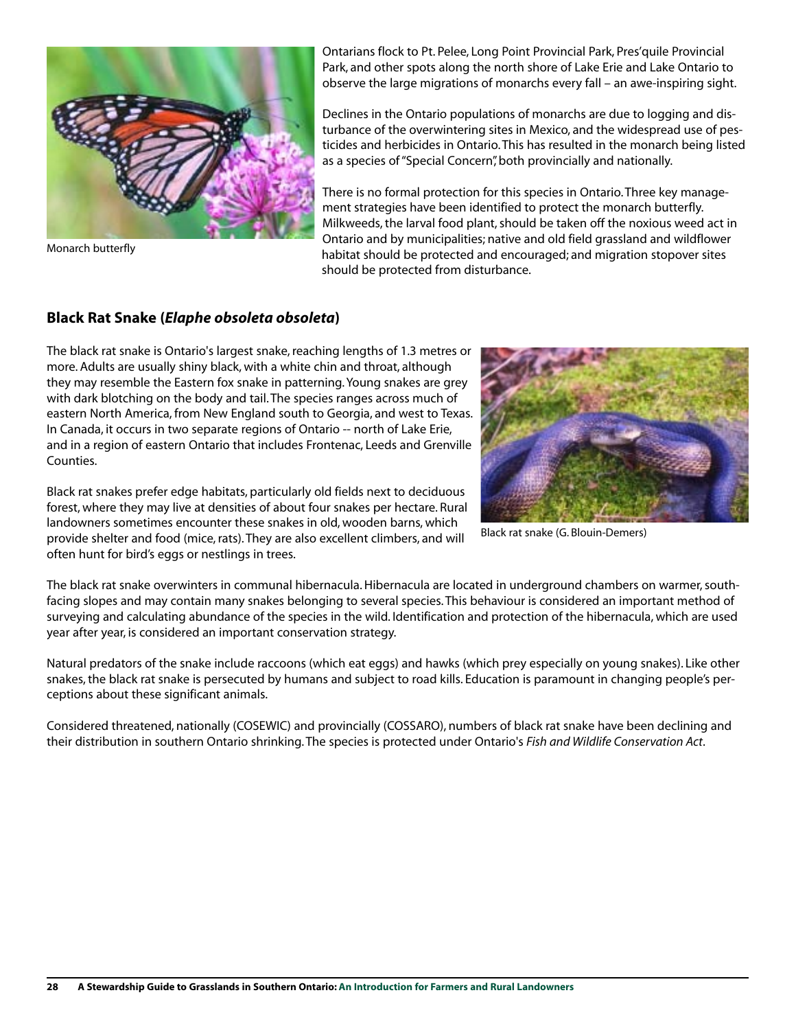Monarch butterfly

Ontarians flock to Pt. Pelee, Long Point Provincial Park, Pres'quile Provincial Park, and other spots along the north shore of Lake Erie and Lake Ontario to observe the large migrations of monarchs every fall – an awe-inspiring sight.

Declines in the Ontario populations of monarchs are due to logging and disturbance of the overwintering sites in Mexico, and the widespread use of pesticides and herbicides in Ontario. This has resulted in the monarch being listed as a species of "Special Concern", both provincially and nationally.

There is no formal protection for this species in Ontario. Three key management strategies have been identified to protect the monarch butterfly. Milkweeds, the larval food plant, should be taken off the noxious weed act in Ontario and by municipalities; native and old field grassland and wildflower habitat should be protected and encouraged; and migration stopover sites should be protected from disturbance.

## Black Rat Snake (*Elaphe obsoleta obsoleta*)

The black rat snake is Ontario's largest snake, reaching lengths of 1.3 metres or more. Adults are usually shiny black, with a white chin and throat, although they may resemble the Eastern fox snake in patterning. Young snakes are grey with dark blotching on the body and tail. The species ranges across much of eastern North America, from New England south to Georgia, and west to Texas. In Canada, it occurs in two separate regions of Ontario -- north of Lake Erie, and in a region of eastern Ontario that includes Frontenac, Leeds and Grenville Counties.

Black rat snakes prefer edge habitats, particularly old fields next to deciduous forest, where they may live at densities of about four snakes per hectare. Rural landowners sometimes encounter these snakes in old, wooden barns, which provide shelter and food (mice, rats). They are also excellent climbers, and will often hunt for bird's eggs or nestlings in trees.

Black rat snake (G. Blouin-Demers)

The black rat snake overwinters in communal hibernacula. Hibernacula are located in underground chambers on warmer, south-facing slopes and may contain many snakes belonging to several species. This behaviour is considered an important method of surveying and calculating abundance of the species in the wild. Identification and protection of the hibernacula, which are used year after year, is considered an important conservation strategy.

Natural predators of the snake include raccoons (which eat eggs) and hawks (which prey especially on young snakes). Like other snakes, the black rat snake is persecuted by humans and subject to road kills. Education is paramount in changing people's perceptions about these significant animals.

Considered threatened, nationally (COSEWIC) and provincially (COSSARO), numbers of black rat snake have been declining and their distribution in southern Ontario shrinking. The species is protected under Ontario's *Fish and Wildlife Conservation Act*.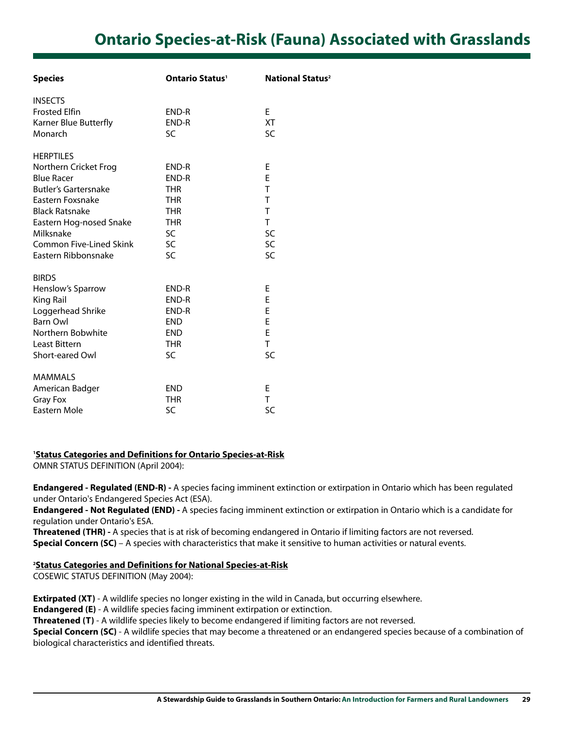# Ontario Species-at-Risk (Fauna) Associated with Grasslands

| Species | Ontario Status[1] | National Status[2] |
|---|---|---|
| INSECTS | | |
| Frosted Elfin | END-R | E |
| Karner Blue Butterfly | END-R | XT |
| Monarch | SC | SC |
| HERPTILES | | |
| Northern Cricket Frog | END-R | E |
| Blue Racer | END-R | E |
| Butler's Gartersnake | THR | T |
| Eastern Foxsnake | THR | T |
| Black Ratsnake | THR | T |
| Eastern Hog-nosed Snake | THR | T |
| Milksnake | SC | SC |
| Common Five-Lined Skink | SC | SC |
| Eastern Ribbonsnake | SC | SC |
| BIRDS | | |
| Henslow's Sparrow | END-R | E |
| King Rail | END-R | E |
| Loggerhead Shrike | END-R | E |
| Barn Owl | END | E |
| Northern Bobwhite | END | E |
| Least Bittern | THR | T |
| Short-eared Owl | SC | SC |
| MAMMALS | | |
| American Badger | END | E |
| Gray Fox | THR | T |
| Eastern Mole | SC | SC |

[1] **Status Categories and Definitions for Ontario Species-at-Risk**

OMNR STATUS DEFINITION (April 2004):

**Endangered - Regulated (END-R) -** A species facing imminent extinction or extirpation in Ontario which has been regulated under Ontario's Endangered Species Act (ESA).

**Endangered - Not Regulated (END) -** A species facing imminent extinction or extirpation in Ontario which is a candidate for regulation under Ontario's ESA.

**Threatened (THR) -** A species that is at risk of becoming endangered in Ontario if limiting factors are not reversed.

**Special Concern (SC)** – A species with characteristics that make it sensitive to human activities or natural events.

[2] **Status Categories and Definitions for National Species-at-Risk**

COSEWIC STATUS DEFINITION (May 2004):

**Extirpated (XT)** - A wildlife species no longer existing in the wild in Canada, but occurring elsewhere.

**Endangered (E)** - A wildlife species facing imminent extirpation or extinction.

**Threatened (T)** - A wildlife species likely to become endangered if limiting factors are not reversed.

**Special Concern (SC)** - A wildlife species that may become a threatened or an endangered species because of a combination of biological characteristics and identified threats.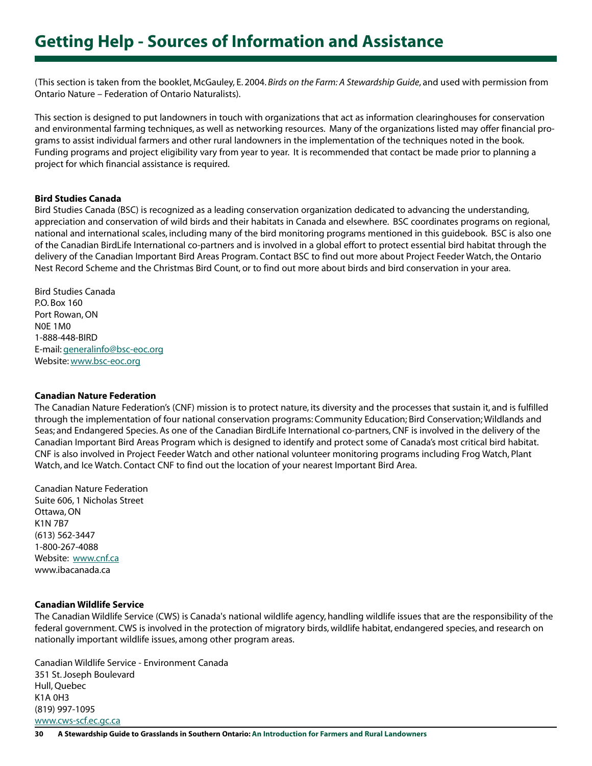# Getting Help - Sources of Information and Assistance

(This section is taken from the booklet, McGauley, E. 2004. *Birds on the Farm: A Stewardship Guide*, and used with permission from Ontario Nature – Federation of Ontario Naturalists).

This section is designed to put landowners in touch with organizations that act as information clearinghouses for conservation and environmental farming techniques, as well as networking resources. Many of the organizations listed may offer financial programs to assist individual farmers and other rural landowners in the implementation of the techniques noted in the book. Funding programs and project eligibility vary from year to year. It is recommended that contact be made prior to planning a project for which financial assistance is required.

**Bird Studies Canada**

Bird Studies Canada (BSC) is recognized as a leading conservation organization dedicated to advancing the understanding, appreciation and conservation of wild birds and their habitats in Canada and elsewhere. BSC coordinates programs on regional, national and international scales, including many of the bird monitoring programs mentioned in this guidebook. BSC is also one of the Canadian BirdLife International co-partners and is involved in a global effort to protect essential bird habitat through the delivery of the Canadian Important Bird Areas Program. Contact BSC to find out more about Project Feeder Watch, the Ontario Nest Record Scheme and the Christmas Bird Count, or to find out more about birds and bird conservation in your area.

Bird Studies Canada
P.O. Box 160
Port Rowan, ON
N0E 1M0
1-888-448-BIRD
E-mail: generalinfo@bsc-eoc.org
Website: www.bsc-eoc.org

**Canadian Nature Federation**

The Canadian Nature Federation's (CNF) mission is to protect nature, its diversity and the processes that sustain it, and is fulfilled through the implementation of four national conservation programs: Community Education; Bird Conservation; Wildlands and Seas; and Endangered Species. As one of the Canadian BirdLife International co-partners, CNF is involved in the delivery of the Canadian Important Bird Areas Program which is designed to identify and protect some of Canada's most critical bird habitat. CNF is also involved in Project Feeder Watch and other national volunteer monitoring programs including Frog Watch, Plant Watch, and Ice Watch. Contact CNF to find out the location of your nearest Important Bird Area.

Canadian Nature Federation
Suite 606, 1 Nicholas Street
Ottawa, ON
K1N 7B7
(613) 562-3447
1-800-267-4088
Website: www.cnf.ca
www.ibacanada.ca

**Canadian Wildlife Service**

The Canadian Wildlife Service (CWS) is Canada's national wildlife agency, handling wildlife issues that are the responsibility of the federal government. CWS is involved in the protection of migratory birds, wildlife habitat, endangered species, and research on nationally important wildlife issues, among other program areas.

Canadian Wildlife Service - Environment Canada
351 St. Joseph Boulevard
Hull, Quebec
K1A 0H3
(819) 997-1095
www.cws-scf.ec.gc.ca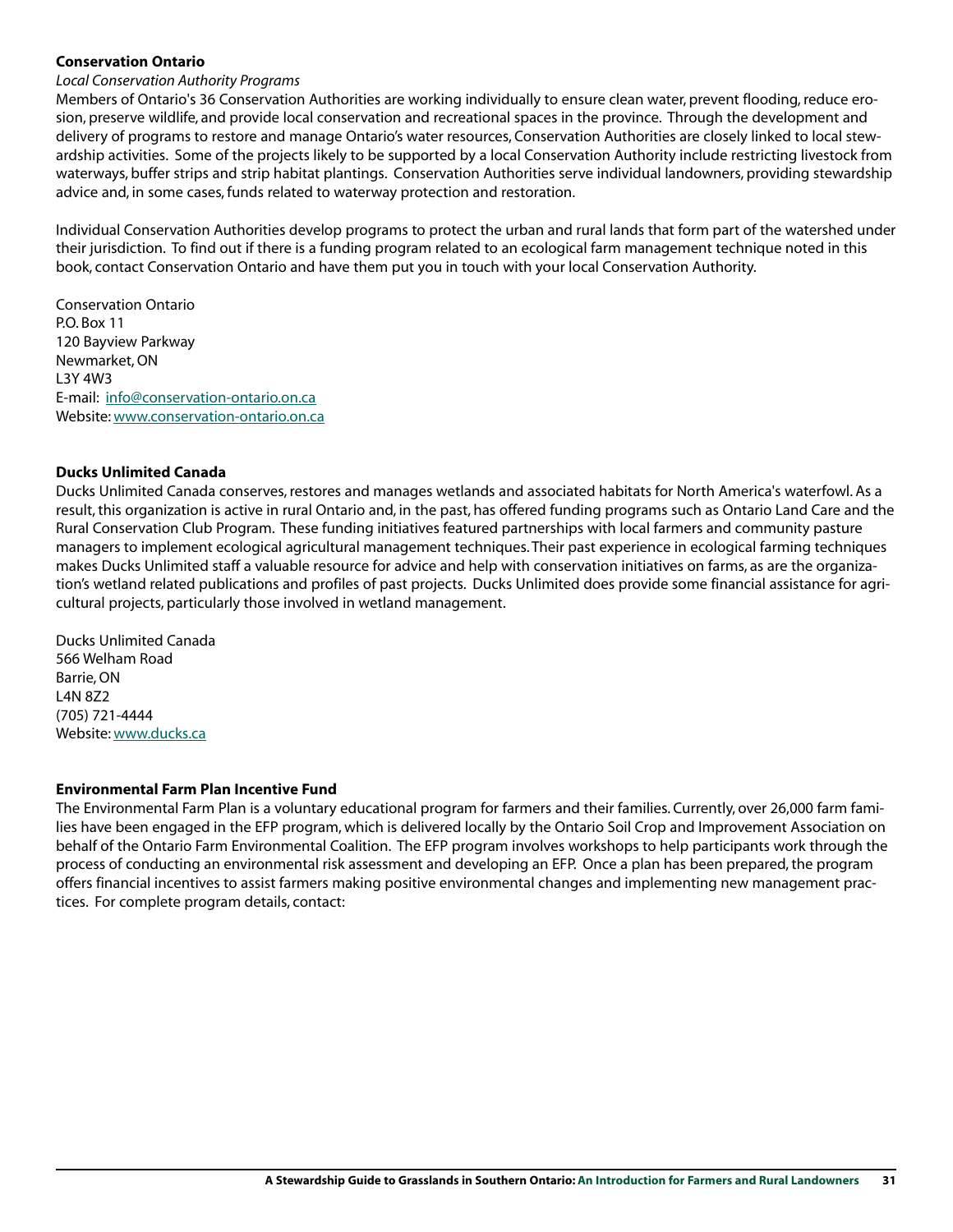**Conservation Ontario**

*Local Conservation Authority Programs*

Members of Ontario's 36 Conservation Authorities are working individually to ensure clean water, prevent flooding, reduce erosion, preserve wildlife, and provide local conservation and recreational spaces in the province. Through the development and delivery of programs to restore and manage Ontario's water resources, Conservation Authorities are closely linked to local stewardship activities. Some of the projects likely to be supported by a local Conservation Authority include restricting livestock from waterways, buffer strips and strip habitat plantings. Conservation Authorities serve individual landowners, providing stewardship advice and, in some cases, funds related to waterway protection and restoration.

Individual Conservation Authorities develop programs to protect the urban and rural lands that form part of the watershed under their jurisdiction. To find out if there is a funding program related to an ecological farm management technique noted in this book, contact Conservation Ontario and have them put you in touch with your local Conservation Authority.

Conservation Ontario
P.O. Box 11
120 Bayview Parkway
Newmarket, ON
L3Y 4W3
E-mail: info@conservation-ontario.on.ca
Website: www.conservation-ontario.on.ca

**Ducks Unlimited Canada**

Ducks Unlimited Canada conserves, restores and manages wetlands and associated habitats for North America's waterfowl. As a result, this organization is active in rural Ontario and, in the past, has offered funding programs such as Ontario Land Care and the Rural Conservation Club Program. These funding initiatives featured partnerships with local farmers and community pasture managers to implement ecological agricultural management techniques. Their past experience in ecological farming techniques makes Ducks Unlimited staff a valuable resource for advice and help with conservation initiatives on farms, as are the organization's wetland related publications and profiles of past projects. Ducks Unlimited does provide some financial assistance for agricultural projects, particularly those involved in wetland management.

Ducks Unlimited Canada
566 Welham Road
Barrie, ON
L4N 8Z2
(705) 721-4444
Website: www.ducks.ca

**Environmental Farm Plan Incentive Fund**

The Environmental Farm Plan is a voluntary educational program for farmers and their families. Currently, over 26,000 farm families have been engaged in the EFP program, which is delivered locally by the Ontario Soil Crop and Improvement Association on behalf of the Ontario Farm Environmental Coalition. The EFP program involves workshops to help participants work through the process of conducting an environmental risk assessment and developing an EFP. Once a plan has been prepared, the program offers financial incentives to assist farmers making positive environmental changes and implementing new management practices. For complete program details, contact: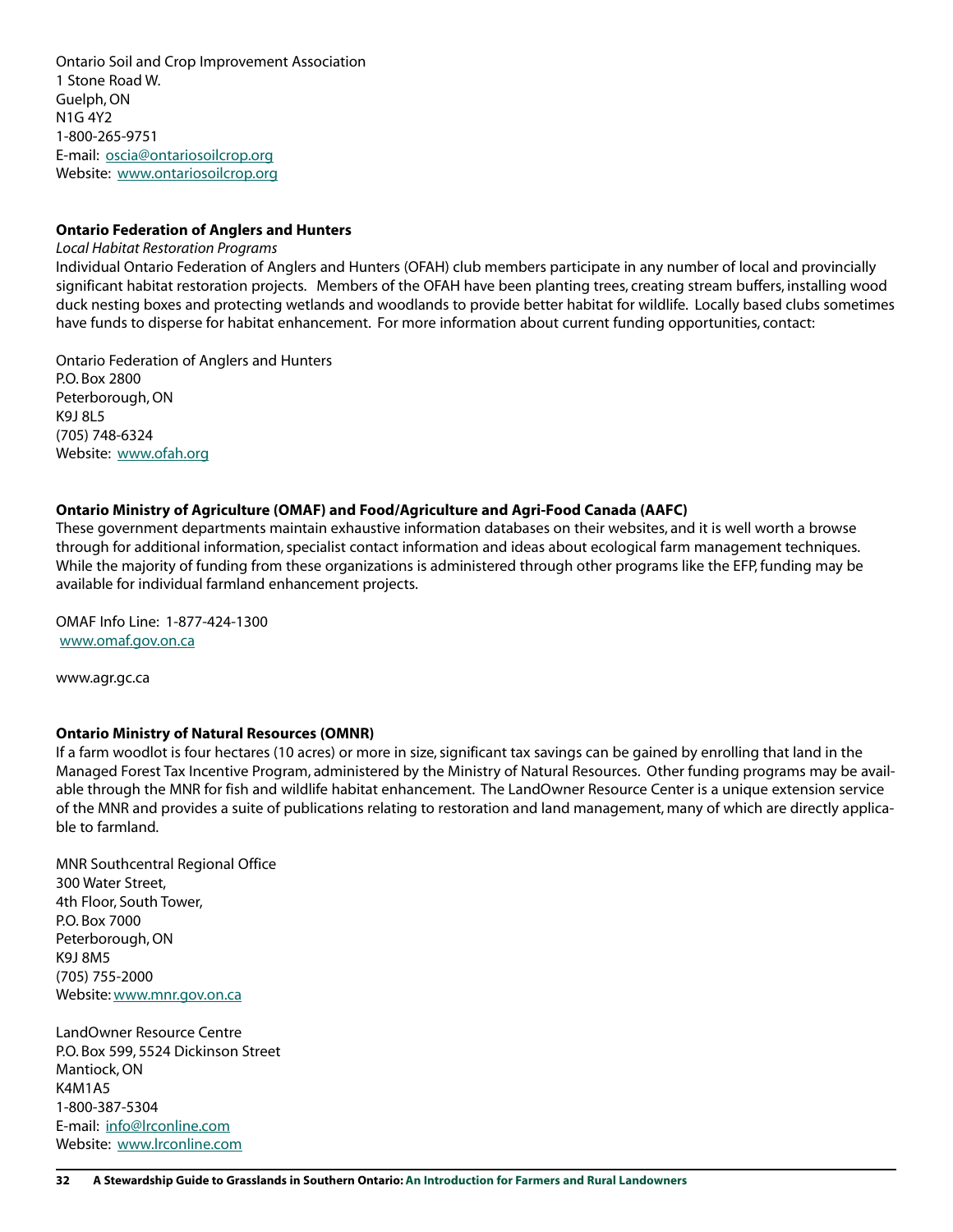Ontario Soil and Crop Improvement Association
1 Stone Road W.
Guelph, ON
N1G 4Y2
1-800-265-9751
E-mail: oscia@ontariosoilcrop.org
Website: www.ontariosoilcrop.org

**Ontario Federation of Anglers and Hunters**

*Local Habitat Restoration Programs*

Individual Ontario Federation of Anglers and Hunters (OFAH) club members participate in any number of local and provincially significant habitat restoration projects. Members of the OFAH have been planting trees, creating stream buffers, installing wood duck nesting boxes and protecting wetlands and woodlands to provide better habitat for wildlife. Locally based clubs sometimes have funds to disperse for habitat enhancement. For more information about current funding opportunities, contact:

Ontario Federation of Anglers and Hunters
P.O. Box 2800
Peterborough, ON
K9J 8L5
(705) 748-6324
Website: www.ofah.org

**Ontario Ministry of Agriculture (OMAF) and Food/Agriculture and Agri-Food Canada (AAFC)**

These government departments maintain exhaustive information databases on their websites, and it is well worth a browse through for additional information, specialist contact information and ideas about ecological farm management techniques. While the majority of funding from these organizations is administered through other programs like the EFP, funding may be available for individual farmland enhancement projects.

OMAF Info Line: 1-877-424-1300
www.omaf.gov.on.ca

www.agr.gc.ca

**Ontario Ministry of Natural Resources (OMNR)**

If a farm woodlot is four hectares (10 acres) or more in size, significant tax savings can be gained by enrolling that land in the Managed Forest Tax Incentive Program, administered by the Ministry of Natural Resources. Other funding programs may be available through the MNR for fish and wildlife habitat enhancement. The LandOwner Resource Center is a unique extension service of the MNR and provides a suite of publications relating to restoration and land management, many of which are directly applicable to farmland.

MNR Southcentral Regional Office
300 Water Street,
4th Floor, South Tower,
P.O. Box 7000
Peterborough, ON
K9J 8M5
(705) 755-2000
Website: www.mnr.gov.on.ca

LandOwner Resource Centre
P.O. Box 599, 5524 Dickinson Street
Mantiock, ON
K4M1A5
1-800-387-5304
E-mail: info@lrconline.com
Website: www.lrconline.com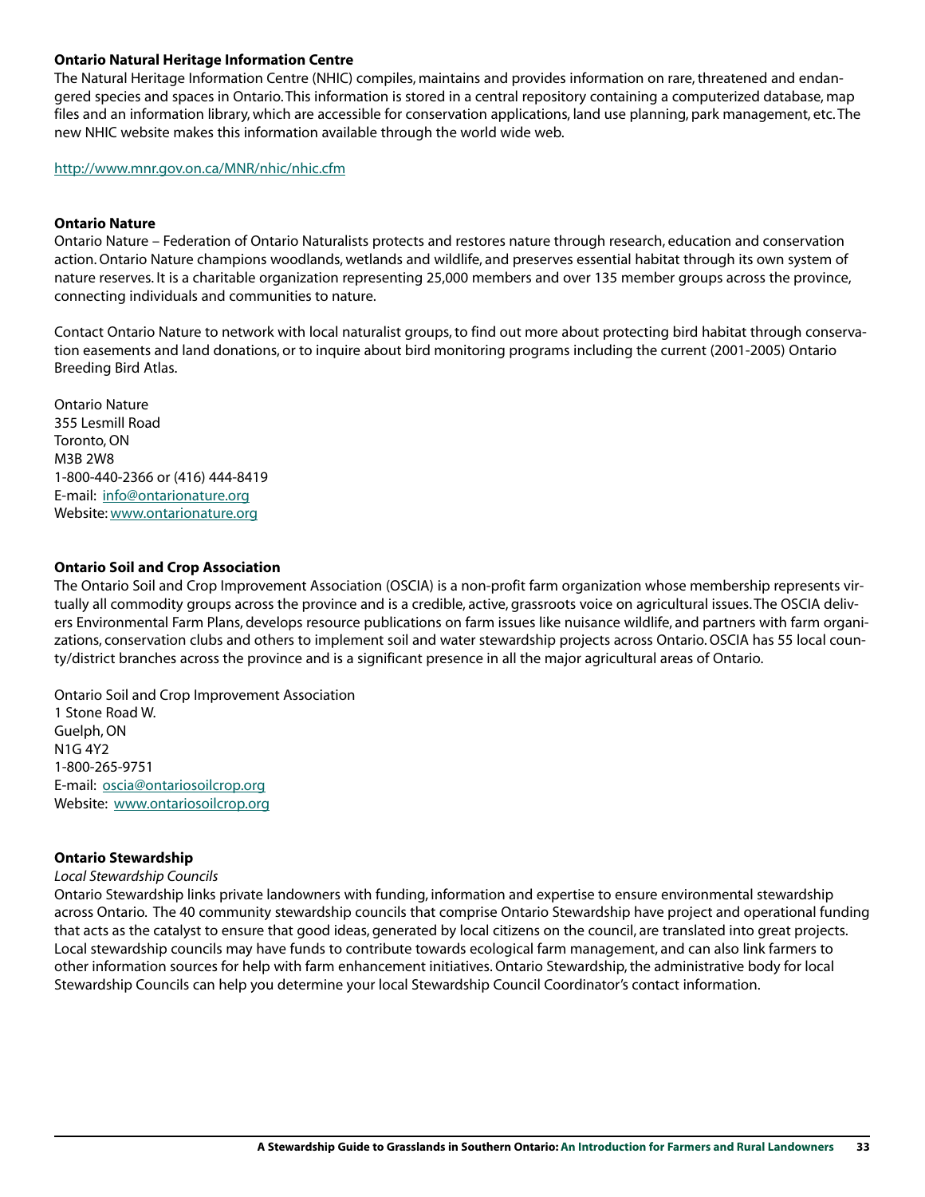**Ontario Natural Heritage Information Centre**

The Natural Heritage Information Centre (NHIC) compiles, maintains and provides information on rare, threatened and endangered species and spaces in Ontario. This information is stored in a central repository containing a computerized database, map files and an information library, which are accessible for conservation applications, land use planning, park management, etc. The new NHIC website makes this information available through the world wide web.

http://www.mnr.gov.on.ca/MNR/nhic/nhic.cfm

**Ontario Nature**

Ontario Nature – Federation of Ontario Naturalists protects and restores nature through research, education and conservation action. Ontario Nature champions woodlands, wetlands and wildlife, and preserves essential habitat through its own system of nature reserves. It is a charitable organization representing 25,000 members and over 135 member groups across the province, connecting individuals and communities to nature.

Contact Ontario Nature to network with local naturalist groups, to find out more about protecting bird habitat through conservation easements and land donations, or to inquire about bird monitoring programs including the current (2001-2005) Ontario Breeding Bird Atlas.

Ontario Nature
355 Lesmill Road
Toronto, ON
M3B 2W8
1-800-440-2366 or (416) 444-8419
E-mail: info@ontarionature.org
Website: www.ontarionature.org

**Ontario Soil and Crop Association**

The Ontario Soil and Crop Improvement Association (OSCIA) is a non-profit farm organization whose membership represents virtually all commodity groups across the province and is a credible, active, grassroots voice on agricultural issues. The OSCIA delivers Environmental Farm Plans, develops resource publications on farm issues like nuisance wildlife, and partners with farm organizations, conservation clubs and others to implement soil and water stewardship projects across Ontario. OSCIA has 55 local county/district branches across the province and is a significant presence in all the major agricultural areas of Ontario.

Ontario Soil and Crop Improvement Association
1 Stone Road W.
Guelph, ON
N1G 4Y2
1-800-265-9751
E-mail: oscia@ontariosoilcrop.org
Website: www.ontariosoilcrop.org

**Ontario Stewardship**

*Local Stewardship Councils*

Ontario Stewardship links private landowners with funding, information and expertise to ensure environmental stewardship across Ontario. The 40 community stewardship councils that comprise Ontario Stewardship have project and operational funding that acts as the catalyst to ensure that good ideas, generated by local citizens on the council, are translated into great projects. Local stewardship councils may have funds to contribute towards ecological farm management, and can also link farmers to other information sources for help with farm enhancement initiatives. Ontario Stewardship, the administrative body for local Stewardship Councils can help you determine your local Stewardship Council Coordinator's contact information.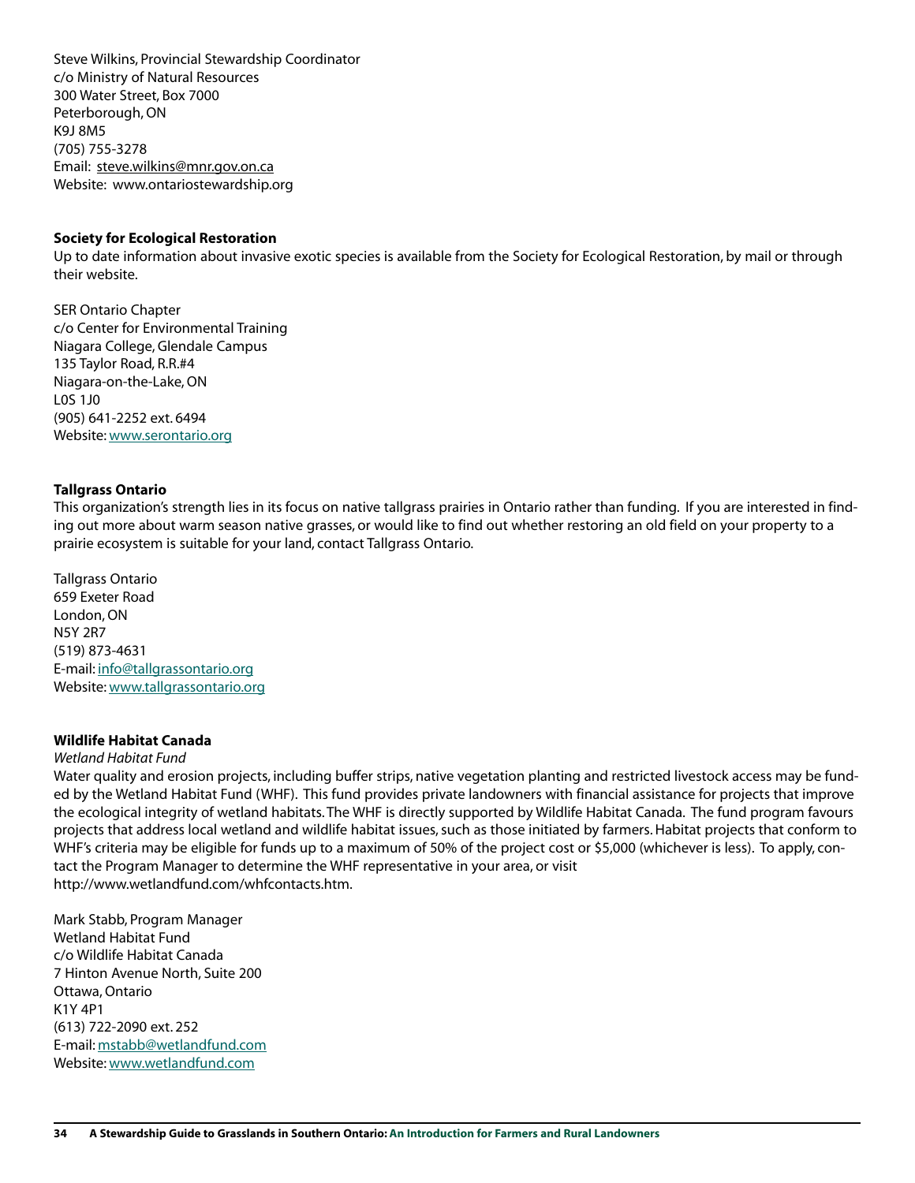Steve Wilkins, Provincial Stewardship Coordinator
c/o Ministry of Natural Resources
300 Water Street, Box 7000
Peterborough, ON
K9J 8M5
(705) 755-3278
Email: steve.wilkins@mnr.gov.on.ca
Website: www.ontariostewardship.org

**Society for Ecological Restoration**

Up to date information about invasive exotic species is available from the Society for Ecological Restoration, by mail or through their website.

SER Ontario Chapter
c/o Center for Environmental Training
Niagara College, Glendale Campus
135 Taylor Road, R.R.#4
Niagara-on-the-Lake, ON
L0S 1J0
(905) 641-2252 ext. 6494
Website: www.serontario.org

**Tallgrass Ontario**

This organization's strength lies in its focus on native tallgrass prairies in Ontario rather than funding. If you are interested in finding out more about warm season native grasses, or would like to find out whether restoring an old field on your property to a prairie ecosystem is suitable for your land, contact Tallgrass Ontario.

Tallgrass Ontario
659 Exeter Road
London, ON
N5Y 2R7
(519) 873-4631
E-mail: info@tallgrassontario.org
Website: www.tallgrassontario.org

**Wildlife Habitat Canada**

*Wetland Habitat Fund*

Water quality and erosion projects, including buffer strips, native vegetation planting and restricted livestock access may be funded by the Wetland Habitat Fund (WHF). This fund provides private landowners with financial assistance for projects that improve the ecological integrity of wetland habitats. The WHF is directly supported by Wildlife Habitat Canada. The fund program favours projects that address local wetland and wildlife habitat issues, such as those initiated by farmers. Habitat projects that conform to WHF's criteria may be eligible for funds up to a maximum of 50% of the project cost or $5,000 (whichever is less). To apply, contact the Program Manager to determine the WHF representative in your area, or visit http://www.wetlandfund.com/whfcontacts.htm.

Mark Stabb, Program Manager
Wetland Habitat Fund
c/o Wildlife Habitat Canada
7 Hinton Avenue North, Suite 200
Ottawa, Ontario
K1Y 4P1
(613) 722-2090 ext. 252
E-mail: mstabb@wetlandfund.com
Website: www.wetlandfund.com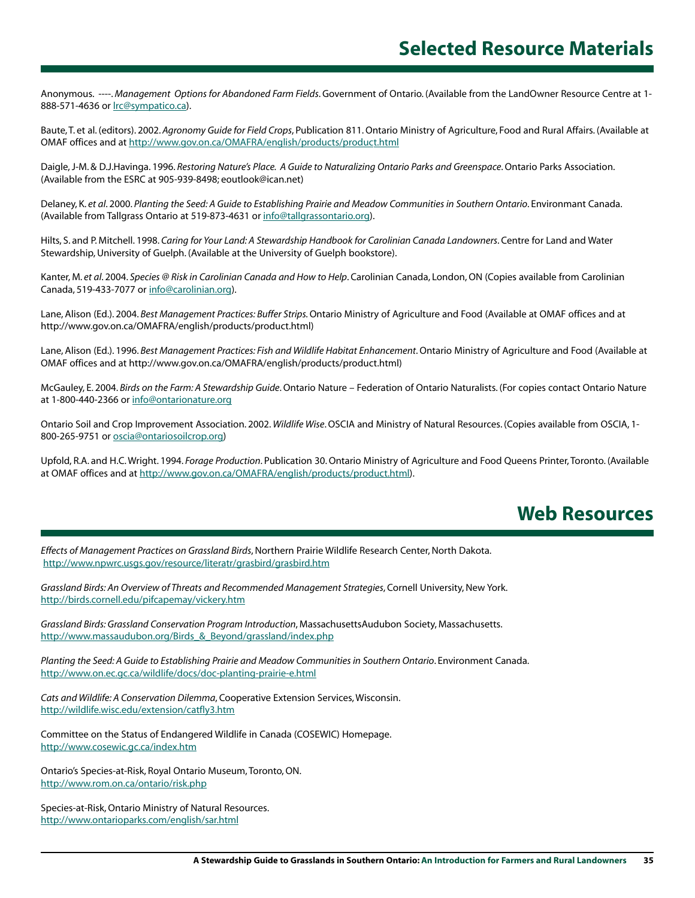# Selected Resource Materials

Anonymous. ----. *Management Options for Abandoned Farm Fields*. Government of Ontario. (Available from the LandOwner Resource Centre at 1-888-571-4636 or lrc@sympatico.ca).

Baute, T. et al. (editors). 2002. *Agronomy Guide for Field Crops*, Publication 811. Ontario Ministry of Agriculture, Food and Rural Affairs. (Available at OMAF offices and at http://www.gov.on.ca/OMAFRA/english/products/product.html

Daigle, J-M. & D.J.Havinga. 1996. *Restoring Nature's Place. A Guide to Naturalizing Ontario Parks and Greenspace*. Ontario Parks Association. (Available from the ESRC at 905-939-8498; eoutlook@ican.net)

Delaney, K. *et al*. 2000. *Planting the Seed: A Guide to Establishing Prairie and Meadow Communities in Southern Ontario*. Environmant Canada. (Available from Tallgrass Ontario at 519-873-4631 or info@tallgrassontario.org).

Hilts, S. and P. Mitchell. 1998. *Caring for Your Land: A Stewardship Handbook for Carolinian Canada Landowners*. Centre for Land and Water Stewardship, University of Guelph. (Available at the University of Guelph bookstore).

Kanter, M. *et al*. 2004. *Species @ Risk in Carolinian Canada and How to Help*. Carolinian Canada, London, ON (Copies available from Carolinian Canada, 519-433-7077 or info@carolinian.org).

Lane, Alison (Ed.). 2004. *Best Management Practices: Buffer Strips.* Ontario Ministry of Agriculture and Food (Available at OMAF offices and at http://www.gov.on.ca/OMAFRA/english/products/product.html)

Lane, Alison (Ed.). 1996. *Best Management Practices: Fish and Wildlife Habitat Enhancement*. Ontario Ministry of Agriculture and Food (Available at OMAF offices and at http://www.gov.on.ca/OMAFRA/english/products/product.html)

McGauley, E. 2004. *Birds on the Farm: A Stewardship Guide*. Ontario Nature – Federation of Ontario Naturalists. (For copies contact Ontario Nature at 1-800-440-2366 or info@ontarionature.org

Ontario Soil and Crop Improvement Association. 2002. *Wildlife Wise*. OSCIA and Ministry of Natural Resources. (Copies available from OSCIA, 1-800-265-9751 or oscia@ontariosoilcrop.org)

Upfold, R.A. and H.C. Wright. 1994. *Forage Production*. Publication 30. Ontario Ministry of Agriculture and Food Queens Printer, Toronto. (Available at OMAF offices and at http://www.gov.on.ca/OMAFRA/english/products/product.html).

# Web Resources

*Effects of Management Practices on Grassland Birds*, Northern Prairie Wildlife Research Center, North Dakota.
http://www.npwrc.usgs.gov/resource/literatr/grasbird/grasbird.htm

*Grassland Birds: An Overview of Threats and Recommended Management Strategies*, Cornell University, New York.
http://birds.cornell.edu/pifcapemay/vickery.htm

*Grassland Birds: Grassland Conservation Program Introduction*, MassachusettsAudubon Society, Massachusetts.
http://www.massaudubon.org/Birds_&_Beyond/grassland/index.php

*Planting the Seed: A Guide to Establishing Prairie and Meadow Communities in Southern Ontario*. Environment Canada.
http://www.on.ec.gc.ca/wildlife/docs/doc-planting-prairie-e.html

*Cats and Wildlife: A Conservation Dilemma*, Cooperative Extension Services, Wisconsin.
http://wildlife.wisc.edu/extension/catfly3.htm

Committee on the Status of Endangered Wildlife in Canada (COSEWIC) Homepage.
http://www.cosewic.gc.ca/index.htm

Ontario's Species-at-Risk, Royal Ontario Museum, Toronto, ON.
http://www.rom.on.ca/ontario/risk.php

Species-at-Risk, Ontario Ministry of Natural Resources.
http://www.ontarioparks.com/english/sar.html